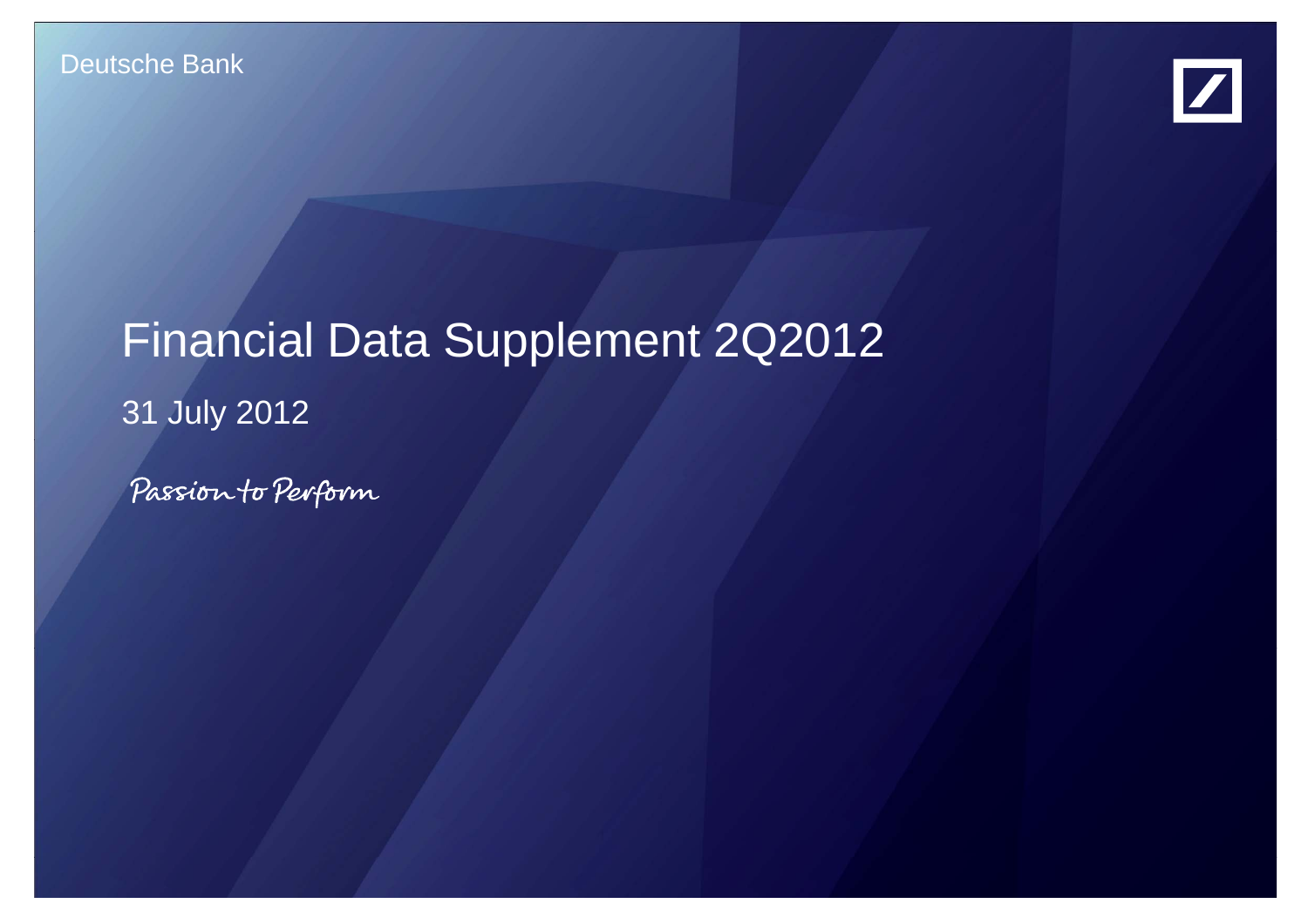Deutsche Bank

# Financial Data Supplement 2Q2012

31 July 2012

*Passion to Perform*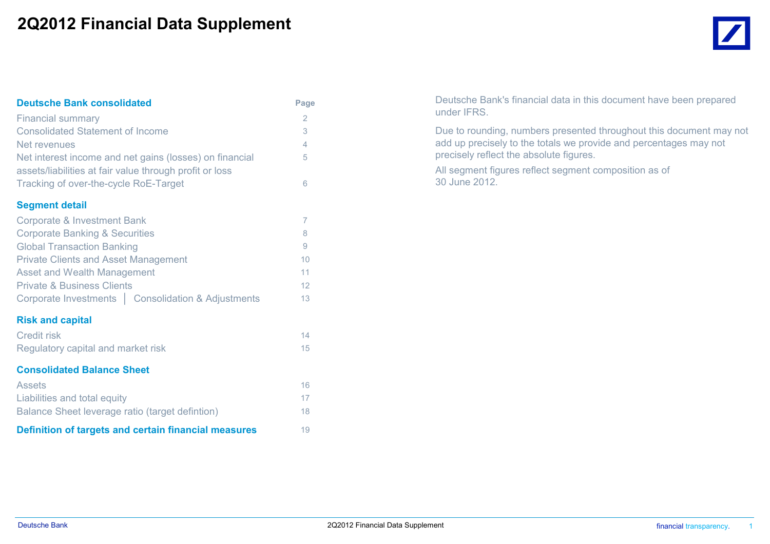# 2Q2012 Financial Data Supplement

| Deutsche Bank consolidated | Page |
|---|---|
| Financial summary | 2 |
| Consolidated Statement of Income | 3 |
| Net revenues | 4 |
| Net interest income and net gains (losses) on financial assets/liabilities at fair value through profit or loss | 5 |
| Tracking of over-the-cycle RoE-Target | 6 |
| **Segment detail** | |
| Corporate & Investment Bank | 7 |
| Corporate Banking & Securities | 8 |
| Global Transaction Banking | 9 |
| Private Clients and Asset Management | 10 |
| Asset and Wealth Management | 11 |
| Private & Business Clients | 12 |
| Corporate Investments │ Consolidation & Adjustments | 13 |
| **Risk and capital** | |
| Credit risk | 14 |
| Regulatory capital and market risk | 15 |
| **Consolidated Balance Sheet** | |
| Assets | 16 |
| Liabilities and total equity | 17 |
| Balance Sheet leverage ratio (target defintion) | 18 |
| **Definition of targets and certain financial measures** | 19 |

Deutsche Bank's financial data in this document have been prepared under IFRS.

Due to rounding, numbers presented throughout this document may not add up precisely to the totals we provide and percentages may not precisely reflect the absolute figures.

All segment figures reflect segment composition as of 30 June 2012.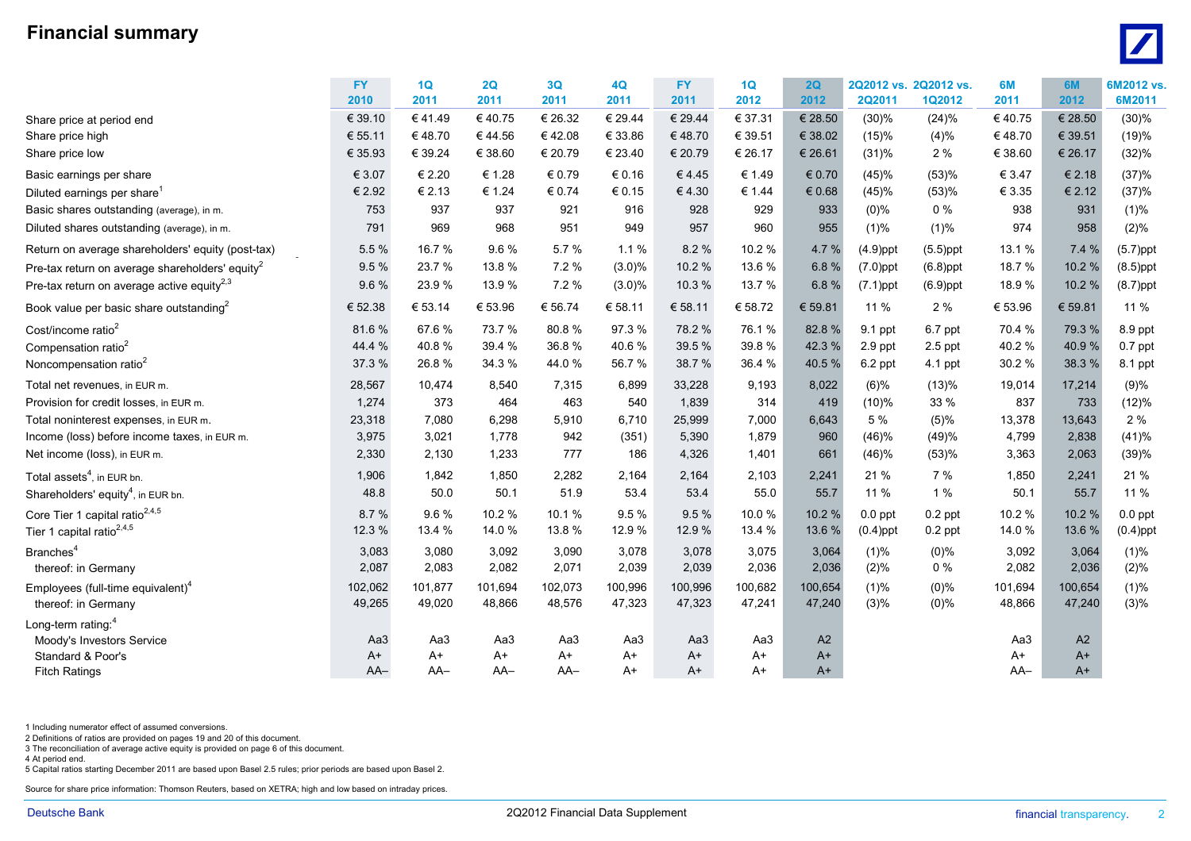# Financial summary

| | FY 2010 | 1Q 2011 | 2Q 2011 | 3Q 2011 | 4Q 2011 | FY 2011 | 1Q 2012 | 2Q 2012 | 2Q2012 vs. 2Q2011 | 2Q2012 vs. 1Q2012 | 6M 2011 | 6M 2012 | 6M2012 vs. 6M2011 |
|---|---|---|---|---|---|---|---|---|---|---|---|---|---|
| Share price at period end | € 39.10 | € 41.49 | € 40.75 | € 26.32 | € 29.44 | € 29.44 | € 37.31 | € 28.50 | (30)% | (24)% | € 40.75 | € 28.50 | (30)% |
| Share price high | € 55.11 | € 48.70 | € 44.56 | € 42.08 | € 33.86 | € 48.70 | € 39.51 | € 38.02 | (15)% | (4)% | € 48.70 | € 39.51 | (19)% |
| Share price low | € 35.93 | € 39.24 | € 38.60 | € 20.79 | € 23.40 | € 20.79 | € 26.17 | € 26.61 | (31)% | 2 % | € 38.60 | € 26.17 | (32)% |
| Basic earnings per share | € 3.07 | € 2.20 | € 1.28 | € 0.79 | € 0.16 | € 4.45 | € 1.49 | € 0.70 | (45)% | (53)% | € 3.47 | € 2.18 | (37)% |
| Diluted earnings per share[1] | € 2.92 | € 2.13 | € 1.24 | € 0.74 | € 0.15 | € 4.30 | € 1.44 | € 0.68 | (45)% | (53)% | € 3.35 | € 2.12 | (37)% |
| Basic shares outstanding (average), in m. | 753 | 937 | 937 | 921 | 916 | 928 | 929 | 933 | (0)% | 0 % | 938 | 931 | (1)% |
| Diluted shares outstanding (average), in m. | 791 | 969 | 968 | 951 | 949 | 957 | 960 | 955 | (1)% | (1)% | 974 | 958 | (2)% |
| Return on average shareholders' equity (post-tax) | 5.5 % | 16.7 % | 9.6 % | 5.7 % | 1.1 % | 8.2 % | 10.2 % | 4.7 % | (4.9)ppt | (5.5)ppt | 13.1 % | 7.4 % | (5.7)ppt |
| Pre-tax return on average shareholders' equity[2] | 9.5 % | 23.7 % | 13.8 % | 7.2 % | (3.0)% | 10.2 % | 13.6 % | 6.8 % | (7.0)ppt | (6.8)ppt | 18.7 % | 10.2 % | (8.5)ppt |
| Pre-tax return on average active equity[2,3] | 9.6 % | 23.9 % | 13.9 % | 7.2 % | (3.0)% | 10.3 % | 13.7 % | 6.8 % | (7.1)ppt | (6.9)ppt | 18.9 % | 10.2 % | (8.7)ppt |
| Book value per basic share outstanding[2] | € 52.38 | € 53.14 | € 53.96 | € 56.74 | € 58.11 | € 58.11 | € 58.72 | € 59.81 | 11 % | 2 % | € 53.96 | € 59.81 | 11 % |
| Cost/income ratio[2] | 81.6 % | 67.6 % | 73.7 % | 80.8 % | 97.3 % | 78.2 % | 76.1 % | 82.8 % | 9.1 ppt | 6.7 ppt | 70.4 % | 79.3 % | 8.9 ppt |
| Compensation ratio[2] | 44.4 % | 40.8 % | 39.4 % | 36.8 % | 40.6 % | 39.5 % | 39.8 % | 42.3 % | 2.9 ppt | 2.5 ppt | 40.2 % | 40.9 % | 0.7 ppt |
| Noncompensation ratio[2] | 37.3 % | 26.8 % | 34.3 % | 44.0 % | 56.7 % | 38.7 % | 36.4 % | 40.5 % | 6.2 ppt | 4.1 ppt | 30.2 % | 38.3 % | 8.1 ppt |
| Total net revenues, in EUR m. | 28,567 | 10,474 | 8,540 | 7,315 | 6,899 | 33,228 | 9,193 | 8,022 | (6)% | (13)% | 19,014 | 17,214 | (9)% |
| Provision for credit losses, in EUR m. | 1,274 | 373 | 464 | 463 | 540 | 1,839 | 314 | 419 | (10)% | 33 % | 837 | 733 | (12)% |
| Total noninterest expenses, in EUR m. | 23,318 | 7,080 | 6,298 | 5,910 | 6,710 | 25,999 | 7,000 | 6,643 | 5 % | (5)% | 13,378 | 13,643 | 2 % |
| Income (loss) before income taxes, in EUR m. | 3,975 | 3,021 | 1,778 | 942 | (351) | 5,390 | 1,879 | 960 | (46)% | (49)% | 4,799 | 2,838 | (41)% |
| Net income (loss), in EUR m. | 2,330 | 2,130 | 1,233 | 777 | 186 | 4,326 | 1,401 | 661 | (46)% | (53)% | 3,363 | 2,063 | (39)% |
| Total assets[4], in EUR bn. | 1,906 | 1,842 | 1,850 | 2,282 | 2,164 | 2,164 | 2,103 | 2,241 | 21 % | 7 % | 1,850 | 2,241 | 21 % |
| Shareholders' equity[4], in EUR bn. | 48.8 | 50.0 | 50.1 | 51.9 | 53.4 | 53.4 | 55.0 | 55.7 | 11 % | 1 % | 50.1 | 55.7 | 11 % |
| Core Tier 1 capital ratio[2,4,5] | 8.7 % | 9.6 % | 10.2 % | 10.1 % | 9.5 % | 9.5 % | 10.0 % | 10.2 % | 0.0 ppt | 0.2 ppt | 10.2 % | 10.2 % | 0.0 ppt |
| Tier 1 capital ratio[2,4,5] | 12.3 % | 13.4 % | 14.0 % | 13.8 % | 12.9 % | 12.9 % | 13.4 % | 13.6 % | (0.4)ppt | 0.2 ppt | 14.0 % | 13.6 % | (0.4)ppt |
| Branches[4] | 3,083 | 3,080 | 3,092 | 3,090 | 3,078 | 3,078 | 3,075 | 3,064 | (1)% | (0)% | 3,092 | 3,064 | (1)% |
| thereof: in Germany | 2,087 | 2,083 | 2,082 | 2,071 | 2,039 | 2,039 | 2,036 | 2,036 | (2)% | 0 % | 2,082 | 2,036 | (2)% |
| Employees (full-time equivalent)[4] | 102,062 | 101,877 | 101,694 | 102,073 | 100,996 | 100,996 | 100,682 | 100,654 | (1)% | (0)% | 101,694 | 100,654 | (1)% |
| thereof: in Germany | 49,265 | 49,020 | 48,866 | 48,576 | 47,323 | 47,323 | 47,241 | 47,240 | (3)% | (0)% | 48,866 | 47,240 | (3)% |
| Long-term rating:[4] | | | | | | | | | | | | | |
| Moody's Investors Service | Aa3 | Aa3 | Aa3 | Aa3 | Aa3 | Aa3 | Aa3 | A2 | | | Aa3 | A2 | |
| Standard & Poor's | A+ | A+ | A+ | A+ | A+ | A+ | A+ | A+ | | | A+ | A+ | |
| Fitch Ratings | AA– | AA– | AA– | AA– | A+ | A+ | A+ | A+ | | | AA– | A+ | |

1 Including numerator effect of assumed conversions.
2 Definitions of ratios are provided on pages 19 and 20 of this document.
3 The reconciliation of average active equity is provided on page 6 of this document.
4 At period end.
5 Capital ratios starting December 2011 are based upon Basel 2.5 rules; prior periods are based upon Basel 2.

Source for share price information: Thomson Reuters, based on XETRA; high and low based on intraday prices.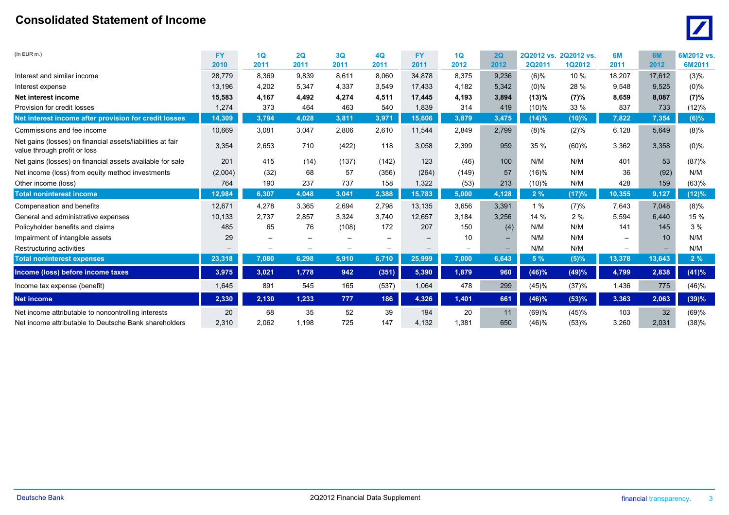# Consolidated Statement of Income

| (In EUR m.) | FY 2010 | 1Q 2011 | 2Q 2011 | 3Q 2011 | 4Q 2011 | FY 2011 | 1Q 2012 | 2Q 2012 | 2Q2012 vs. 2Q2011 | 2Q2012 vs. 1Q2012 | 6M 2011 | 6M 2012 | 6M2012 vs. 6M2011 |
|---|---|---|---|---|---|---|---|---|---|---|---|---|---|
| Interest and similar income | 28,779 | 8,369 | 9,839 | 8,611 | 8,060 | 34,878 | 8,375 | 9,236 | (6)% | 10 % | 18,207 | 17,612 | (3)% |
| Interest expense | 13,196 | 4,202 | 5,347 | 4,337 | 3,549 | 17,433 | 4,182 | 5,342 | (0)% | 28 % | 9,548 | 9,525 | (0)% |
| **Net interest income** | **15,583** | **4,167** | **4,492** | **4,274** | **4,511** | **17,445** | **4,193** | **3,894** | **(13)%** | **(7)%** | **8,659** | **8,087** | **(7)%** |
| Provision for credit losses | 1,274 | 373 | 464 | 463 | 540 | 1,839 | 314 | 419 | (10)% | 33 % | 837 | 733 | (12)% |
| **Net interest income after provision for credit losses** | **14,309** | **3,794** | **4,028** | **3,811** | **3,971** | **15,606** | **3,879** | **3,475** | **(14)%** | **(10)%** | **7,822** | **7,354** | **(6)%** |
| Commissions and fee income | 10,669 | 3,081 | 3,047 | 2,806 | 2,610 | 11,544 | 2,849 | 2,799 | (8)% | (2)% | 6,128 | 5,649 | (8)% |
| Net gains (losses) on financial assets/liabilities at fair value through profit or loss | 3,354 | 2,653 | 710 | (422) | 118 | 3,058 | 2,399 | 959 | 35 % | (60)% | 3,362 | 3,358 | (0)% |
| Net gains (losses) on financial assets available for sale | 201 | 415 | (14) | (137) | (142) | 123 | (46) | 100 | N/M | N/M | 401 | 53 | (87)% |
| Net income (loss) from equity method investments | (2,004) | (32) | 68 | 57 | (356) | (264) | (149) | 57 | (16)% | N/M | 36 | (92) | N/M |
| Other income (loss) | 764 | 190 | 237 | 737 | 158 | 1,322 | (53) | 213 | (10)% | N/M | 428 | 159 | (63)% |
| **Total noninterest income** | **12,984** | **6,307** | **4,048** | **3,041** | **2,388** | **15,783** | **5,000** | **4,128** | **2 %** | **(17)%** | **10,355** | **9,127** | **(12)%** |
| Compensation and benefits | 12,671 | 4,278 | 3,365 | 2,694 | 2,798 | 13,135 | 3,656 | 3,391 | 1 % | (7)% | 7,643 | 7,048 | (8)% |
| General and administrative expenses | 10,133 | 2,737 | 2,857 | 3,324 | 3,740 | 12,657 | 3,184 | 3,256 | 14 % | 2 % | 5,594 | 6,440 | 15 % |
| Policyholder benefits and claims | 485 | 65 | 76 | (108) | 172 | 207 | 150 | (4) | N/M | N/M | 141 | 145 | 3 % |
| Impairment of intangible assets | 29 | – | – | – | – | – | 10 | – | N/M | N/M | – | 10 | N/M |
| Restructuring activities | – | – | – | – | – | – | – | – | N/M | N/M | – | – | N/M |
| **Total noninterest expenses** | **23,318** | **7,080** | **6,298** | **5,910** | **6,710** | **25,999** | **7,000** | **6,643** | **5 %** | **(5)%** | **13,378** | **13,643** | **2 %** |
| **Income (loss) before income taxes** | **3,975** | **3,021** | **1,778** | **942** | **(351)** | **5,390** | **1,879** | **960** | **(46)%** | **(49)%** | **4,799** | **2,838** | **(41)%** |
| Income tax expense (benefit) | 1,645 | 891 | 545 | 165 | (537) | 1,064 | 478 | 299 | (45)% | (37)% | 1,436 | 775 | (46)% |
| **Net income** | **2,330** | **2,130** | **1,233** | **777** | **186** | **4,326** | **1,401** | **661** | **(46)%** | **(53)%** | **3,363** | **2,063** | **(39)%** |
| Net income attributable to noncontrolling interests | 20 | 68 | 35 | 52 | 39 | 194 | 20 | 11 | (69)% | (45)% | 103 | 32 | (69)% |
| Net income attributable to Deutsche Bank shareholders | 2,310 | 2,062 | 1,198 | 725 | 147 | 4,132 | 1,381 | 650 | (46)% | (53)% | 3,260 | 2,031 | (38)% |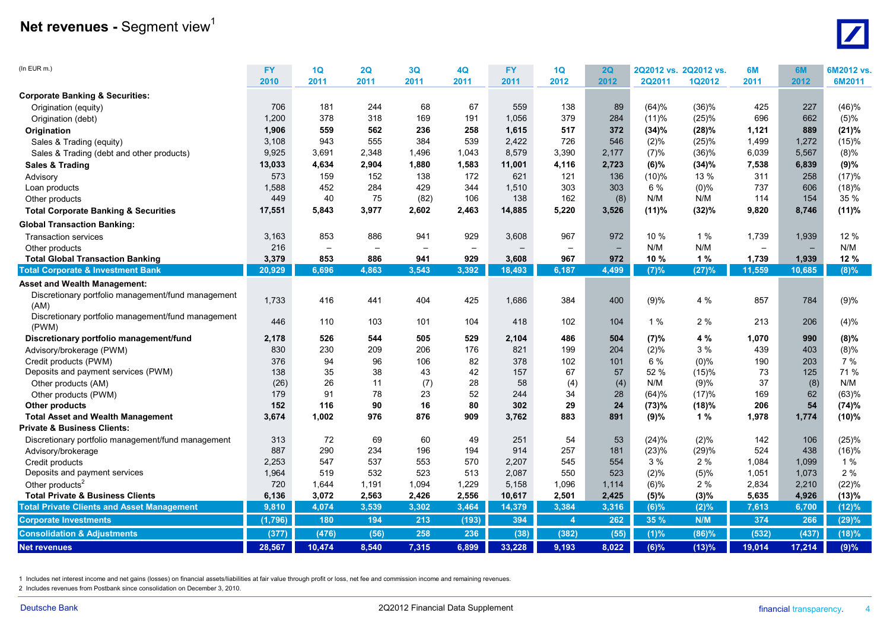# Net revenues - Segment view[1]

| (In EUR m.) | FY 2010 | 1Q 2011 | 2Q 2011 | 3Q 2011 | 4Q 2011 | FY 2011 | 1Q 2012 | 2Q 2012 | 2Q2012 vs. 2Q2011 | 2Q2012 vs. 1Q2012 | 6M 2011 | 6M 2012 | 6M2012 vs. 6M2011 |
|---|---|---|---|---|---|---|---|---|---|---|---|---|---|
| **Corporate Banking & Securities:** | | | | | | | | | | | | | |
| Origination (equity) | 706 | 181 | 244 | 68 | 67 | 559 | 138 | 89 | (64)% | (36)% | 425 | 227 | (46)% |
| Origination (debt) | 1,200 | 378 | 318 | 169 | 191 | 1,056 | 379 | 284 | (11)% | (25)% | 696 | 662 | (5)% |
| **Origination** | **1,906** | **559** | **562** | **236** | **258** | **1,615** | **517** | **372** | **(34)%** | **(28)%** | **1,121** | **889** | **(21)%** |
| Sales & Trading (equity) | 3,108 | 943 | 555 | 384 | 539 | 2,422 | 726 | 546 | (2)% | (25)% | 1,499 | 1,272 | (15)% |
| Sales & Trading (debt and other products) | 9,925 | 3,691 | 2,348 | 1,496 | 1,043 | 8,579 | 3,390 | 2,177 | (7)% | (36)% | 6,039 | 5,567 | (8)% |
| **Sales & Trading** | **13,033** | **4,634** | **2,904** | **1,880** | **1,583** | **11,001** | **4,116** | **2,723** | **(6)%** | **(34)%** | **7,538** | **6,839** | **(9)%** |
| Advisory | 573 | 159 | 152 | 138 | 172 | 621 | 121 | 136 | (10)% | 13 % | 311 | 258 | (17)% |
| Loan products | 1,588 | 452 | 284 | 429 | 344 | 1,510 | 303 | 303 | 6 % | (0)% | 737 | 606 | (18)% |
| Other products | 449 | 40 | 75 | (82) | 106 | 138 | 162 | (8) | N/M | N/M | 114 | 154 | 35 % |
| **Total Corporate Banking & Securities** | **17,551** | **5,843** | **3,977** | **2,602** | **2,463** | **14,885** | **5,220** | **3,526** | **(11)%** | **(32)%** | **9,820** | **8,746** | **(11)%** |
| **Global Transaction Banking:** | | | | | | | | | | | | | |
| Transaction services | 3,163 | 853 | 886 | 941 | 929 | 3,608 | 967 | 972 | 10 % | 1 % | 1,739 | 1,939 | 12 % |
| Other products | 216 | – | – | – | – | – | – | – | N/M | N/M | – | – | N/M |
| **Total Global Transaction Banking** | **3,379** | **853** | **886** | **941** | **929** | **3,608** | **967** | **972** | **10 %** | **1 %** | **1,739** | **1,939** | **12 %** |
| **Total Corporate & Investment Bank** | **20,929** | **6,696** | **4,863** | **3,543** | **3,392** | **18,493** | **6,187** | **4,499** | **(7)%** | **(27)%** | **11,559** | **10,685** | **(8)%** |
| **Asset and Wealth Management:** | | | | | | | | | | | | | |
| Discretionary portfolio management/fund management (AM) | 1,733 | 416 | 441 | 404 | 425 | 1,686 | 384 | 400 | (9)% | 4 % | 857 | 784 | (9)% |
| Discretionary portfolio management/fund management (PWM) | 446 | 110 | 103 | 101 | 104 | 418 | 102 | 104 | 1 % | 2 % | 213 | 206 | (4)% |
| **Discretionary portfolio management/fund** | **2,178** | **526** | **544** | **505** | **529** | **2,104** | **486** | **504** | **(7)%** | **4 %** | **1,070** | **990** | **(8)%** |
| Advisory/brokerage (PWM) | 830 | 230 | 209 | 206 | 176 | 821 | 199 | 204 | (2)% | 3 % | 439 | 403 | (8)% |
| Credit products (PWM) | 376 | 94 | 96 | 106 | 82 | 378 | 102 | 101 | 6 % | (0)% | 190 | 203 | 7 % |
| Deposits and payment services (PWM) | 138 | 35 | 38 | 43 | 42 | 157 | 67 | 57 | 52 % | (15)% | 73 | 125 | 71 % |
| Other products (AM) | (26) | 26 | 11 | (7) | 28 | 58 | (4) | (4) | N/M | (9)% | 37 | (8) | N/M |
| Other products (PWM) | 179 | 91 | 78 | 23 | 52 | 244 | 34 | 28 | (64)% | (17)% | 169 | 62 | (63)% |
| **Other products** | **152** | **116** | **90** | **16** | **80** | **302** | **29** | **24** | **(73)%** | **(18)%** | **206** | **54** | **(74)%** |
| **Total Asset and Wealth Management** | **3,674** | **1,002** | **976** | **876** | **909** | **3,762** | **883** | **891** | **(9)%** | **1 %** | **1,978** | **1,774** | **(10)%** |
| **Private & Business Clients:** | | | | | | | | | | | | | |
| Discretionary portfolio management/fund management | 313 | 72 | 69 | 60 | 49 | 251 | 54 | 53 | (24)% | (2)% | 142 | 106 | (25)% |
| Advisory/brokerage | 887 | 290 | 234 | 196 | 194 | 914 | 257 | 181 | (23)% | (29)% | 524 | 438 | (16)% |
| Credit products | 2,253 | 547 | 537 | 553 | 570 | 2,207 | 545 | 554 | 3 % | 2 % | 1,084 | 1,099 | 1 % |
| Deposits and payment services | 1,964 | 519 | 532 | 523 | 513 | 2,087 | 550 | 523 | (2)% | (5)% | 1,051 | 1,073 | 2 % |
| Other products[2] | 720 | 1,644 | 1,191 | 1,094 | 1,229 | 5,158 | 1,096 | 1,114 | (6)% | 2 % | 2,834 | 2,210 | (22)% |
| **Total Private & Business Clients** | **6,136** | **3,072** | **2,563** | **2,426** | **2,556** | **10,617** | **2,501** | **2,425** | **(5)%** | **(3)%** | **5,635** | **4,926** | **(13)%** |
| **Total Private Clients and Asset Management** | **9,810** | **4,074** | **3,539** | **3,302** | **3,464** | **14,379** | **3,384** | **3,316** | **(6)%** | **(2)%** | **7,613** | **6,700** | **(12)%** |
| **Corporate Investments** | **(1,796)** | **180** | **194** | **213** | **(193)** | **394** | **4** | **262** | **35 %** | **N/M** | **374** | **266** | **(29)%** |
| **Consolidation & Adjustments** | **(377)** | **(476)** | **(56)** | **258** | **236** | **(38)** | **(382)** | **(55)** | **(1)%** | **(86)%** | **(532)** | **(437)** | **(18)%** |
| **Net revenues** | **28,567** | **10,474** | **8,540** | **7,315** | **6,899** | **33,228** | **9,193** | **8,022** | **(6)%** | **(13)%** | **19,014** | **17,214** | **(9)%** |

1 Includes net interest income and net gains (losses) on financial assets/liabilities at fair value through profit or loss, net fee and commission income and remaining revenues.

2 Includes revenues from Postbank since consolidation on December 3, 2010.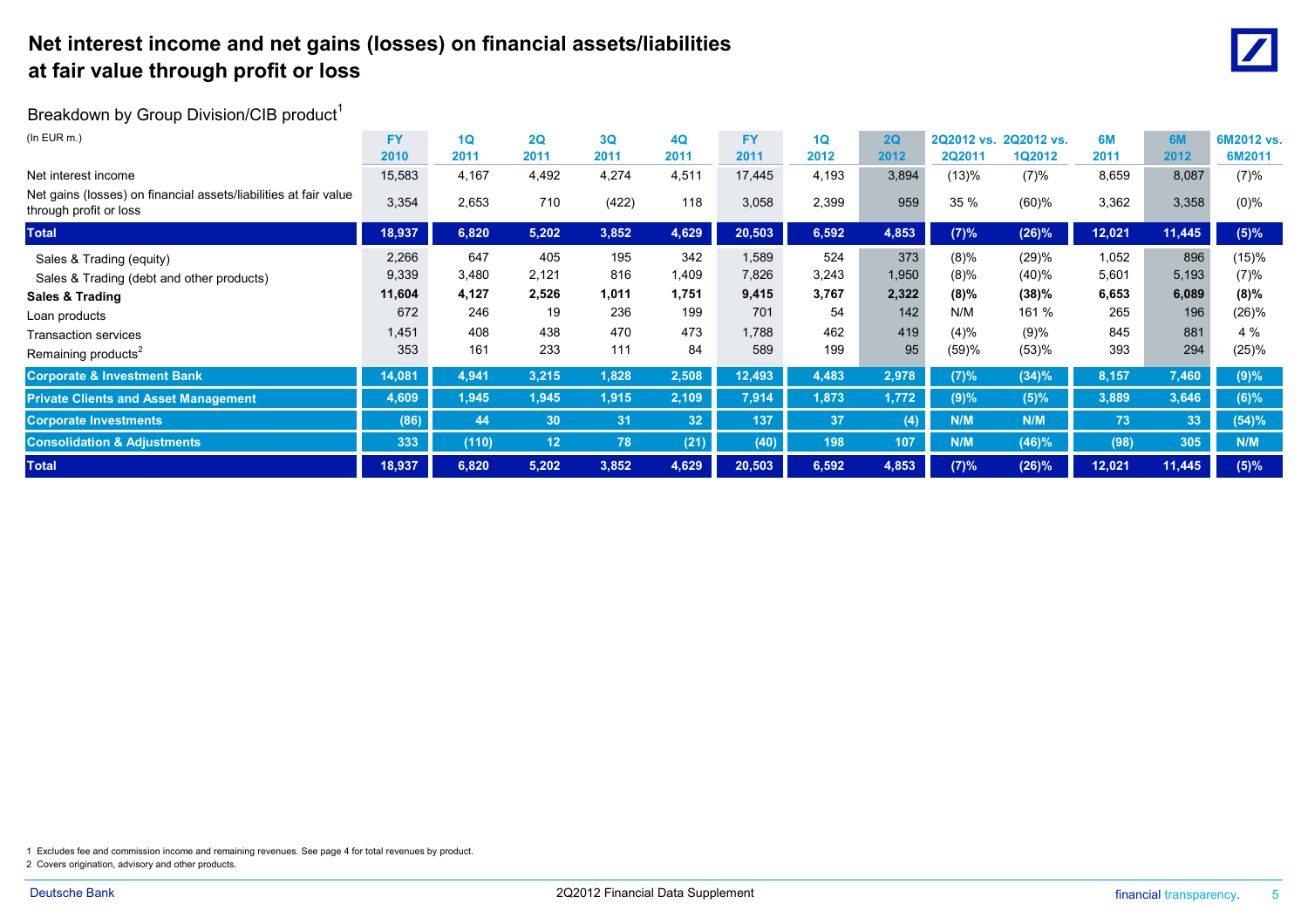# Net interest income and net gains (losses) on financial assets/liabilities at fair value through profit or loss

## Breakdown by Group Division/CIB product[1]

| (In EUR m.) | FY 2010 | 1Q 2011 | 2Q 2011 | 3Q 2011 | 4Q 2011 | FY 2011 | 1Q 2012 | 2Q 2012 | 2Q2012 vs. 2Q2011 | 2Q2012 vs. 1Q2012 | 6M 2011 | 6M 2012 | 6M2012 vs. 6M2011 |
|---|---|---|---|---|---|---|---|---|---|---|---|---|---|
| Net interest income | 15,583 | 4,167 | 4,492 | 4,274 | 4,511 | 17,445 | 4,193 | 3,894 | (13)% | (7)% | 8,659 | 8,087 | (7)% |
| Net gains (losses) on financial assets/liabilities at fair value through profit or loss | 3,354 | 2,653 | 710 | (422) | 118 | 3,058 | 2,399 | 959 | 35 % | (60)% | 3,362 | 3,358 | (0)% |
| **Total** | **18,937** | **6,820** | **5,202** | **3,852** | **4,629** | **20,503** | **6,592** | **4,853** | **(7)%** | **(26)%** | **12,021** | **11,445** | **(5)%** |
| Sales & Trading (equity) | 2,266 | 647 | 405 | 195 | 342 | 1,589 | 524 | 373 | (8)% | (29)% | 1,052 | 896 | (15)% |
| Sales & Trading (debt and other products) | 9,339 | 3,480 | 2,121 | 816 | 1,409 | 7,826 | 3,243 | 1,950 | (8)% | (40)% | 5,601 | 5,193 | (7)% |
| **Sales & Trading** | **11,604** | **4,127** | **2,526** | **1,011** | **1,751** | **9,415** | **3,767** | **2,322** | **(8)%** | **(38)%** | **6,653** | **6,089** | **(8)%** |
| Loan products | 672 | 246 | 19 | 236 | 199 | 701 | 54 | 142 | N/M | 161 % | 265 | 196 | (26)% |
| Transaction services | 1,451 | 408 | 438 | 470 | 473 | 1,788 | 462 | 419 | (4)% | (9)% | 845 | 881 | 4 % |
| Remaining products[2] | 353 | 161 | 233 | 111 | 84 | 589 | 199 | 95 | (59)% | (53)% | 393 | 294 | (25)% |
| **Corporate & Investment Bank** | **14,081** | **4,941** | **3,215** | **1,828** | **2,508** | **12,493** | **4,483** | **2,978** | **(7)%** | **(34)%** | **8,157** | **7,460** | **(9)%** |
| **Private Clients and Asset Management** | **4,609** | **1,945** | **1,945** | **1,915** | **2,109** | **7,914** | **1,873** | **1,772** | **(9)%** | **(5)%** | **3,889** | **3,646** | **(6)%** |
| **Corporate Investments** | **(86)** | **44** | **30** | **31** | **32** | **137** | **37** | **(4)** | **N/M** | **N/M** | **73** | **33** | **(54)%** |
| **Consolidation & Adjustments** | **333** | **(110)** | **12** | **78** | **(21)** | **(40)** | **198** | **107** | **N/M** | **(46)%** | **(98)** | **305** | **N/M** |
| **Total** | **18,937** | **6,820** | **5,202** | **3,852** | **4,629** | **20,503** | **6,592** | **4,853** | **(7)%** | **(26)%** | **12,021** | **11,445** | **(5)%** |

1 Excludes fee and commission income and remaining revenues. See page 4 for total revenues by product.

2 Covers origination, advisory and other products.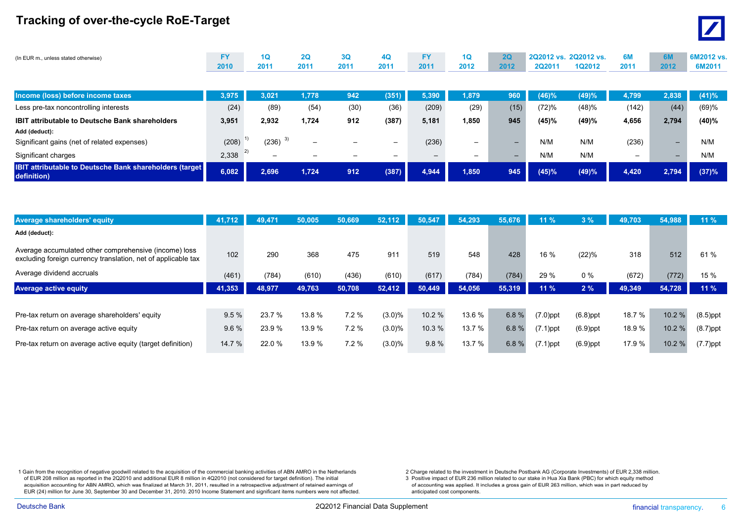# Tracking of over-the-cycle RoE-Target

| (In EUR m., unless stated otherwise) | FY 2010 | 1Q 2011 | 2Q 2011 | 3Q 2011 | 4Q 2011 | FY 2011 | 1Q 2012 | 2Q 2012 | 2Q2012 vs. 2Q2011 | 2Q2012 vs. 1Q2012 | 6M 2011 | 6M 2012 | 6M2012 vs. 6M2011 |
|---|---|---|---|---|---|---|---|---|---|---|---|---|---|
| **Income (loss) before income taxes** | **3,975** | **3,021** | **1,778** | **942** | **(351)** | **5,390** | **1,879** | **960** | **(46)%** | **(49)%** | **4,799** | **2,838** | **(41)%** |
| Less pre-tax noncontrolling interests | (24) | (89) | (54) | (30) | (36) | (209) | (29) | (15) | (72)% | (48)% | (142) | (44) | (69)% |
| **IBIT attributable to Deutsche Bank shareholders** | **3,951** | **2,932** | **1,724** | **912** | **(387)** | **5,181** | **1,850** | **945** | **(45)%** | **(49)%** | **4,656** | **2,794** | **(40)%** |
| **Add (deduct):** | | | | | | | | | | | | | |
| Significant gains (net of related expenses) | (208) [1] | (236) [3] | – | – | – | (236) | – | – | N/M | N/M | (236) | – | N/M |
| Significant charges | 2,338 [2] | – | – | – | – | – | – | – | N/M | N/M | – | – | N/M |
| **IBIT attributable to Deutsche Bank shareholders (target definition)** | **6,082** | **2,696** | **1,724** | **912** | **(387)** | **4,944** | **1,850** | **945** | **(45)%** | **(49)%** | **4,420** | **2,794** | **(37)%** |
| | | | | | | | | | | | | | |
| **Average shareholders' equity** | **41,712** | **49,471** | **50,005** | **50,669** | **52,112** | **50,547** | **54,293** | **55,676** | **11 %** | **3 %** | **49,703** | **54,988** | **11 %** |
| **Add (deduct):** | | | | | | | | | | | | | |
| Average accumulated other comprehensive (income) loss excluding foreign currency translation, net of applicable tax | 102 | 290 | 368 | 475 | 911 | 519 | 548 | 428 | 16 % | (22)% | 318 | 512 | 61 % |
| Average dividend accruals | (461) | (784) | (610) | (436) | (610) | (617) | (784) | (784) | 29 % | 0 % | (672) | (772) | 15 % |
| **Average active equity** | **41,353** | **48,977** | **49,763** | **50,708** | **52,412** | **50,449** | **54,056** | **55,319** | **11 %** | **2 %** | **49,349** | **54,728** | **11 %** |
| | | | | | | | | | | | | | |
| Pre-tax return on average shareholders' equity | 9.5 % | 23.7 % | 13.8 % | 7.2 % | (3.0)% | 10.2 % | 13.6 % | 6.8 % | (7.0)ppt | (6.8)ppt | 18.7 % | 10.2 % | (8.5)ppt |
| Pre-tax return on average active equity | 9.6 % | 23.9 % | 13.9 % | 7.2 % | (3.0)% | 10.3 % | 13.7 % | 6.8 % | (7.1)ppt | (6.9)ppt | 18.9 % | 10.2 % | (8.7)ppt |
| Pre-tax return on average active equity (target definition) | 14.7 % | 22.0 % | 13.9 % | 7.2 % | (3.0)% | 9.8 % | 13.7 % | 6.8 % | (7.1)ppt | (6.9)ppt | 17.9 % | 10.2 % | (7.7)ppt |

1 Gain from the recognition of negative goodwill related to the acquisition of the commercial banking activities of ABN AMRO in the Netherlands of EUR 208 million as reported in the 2Q2010 and additional EUR 8 million in 4Q2010 (not considered for target definition). The initial acquisition accounting for ABN AMRO, which was finalized at March 31, 2011, resulted in a retrospective adjustment of retained earnings of EUR (24) million for June 30, September 30 and December 31, 2010. 2010 Income Statement and significant items numbers were not affected.

2 Charge related to the investment in Deutsche Postbank AG (Corporate Investments) of EUR 2,338 million.

3 Positive impact of EUR 236 million related to our stake in Hua Xia Bank (PBC) for which equity method of accounting was applied. It includes a gross gain of EUR 263 million, which was in part reduced by anticipated cost components.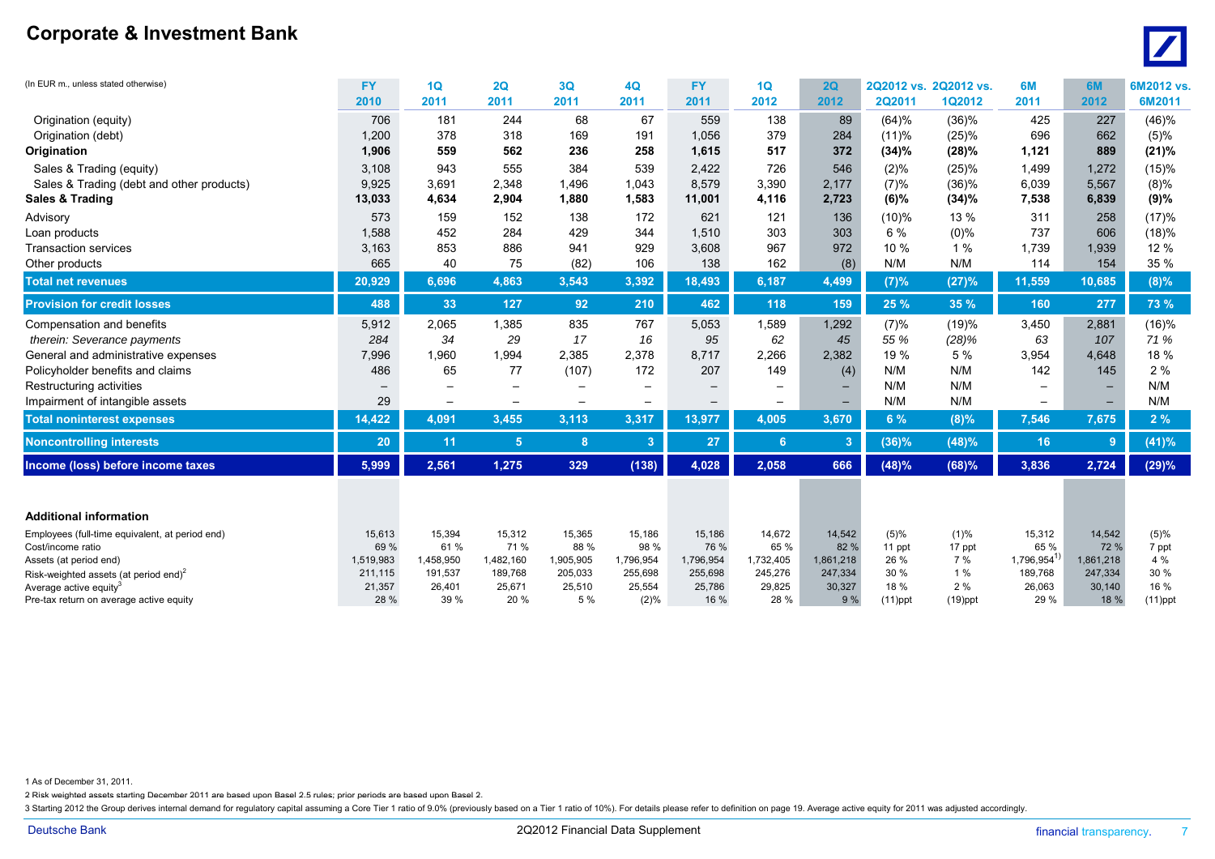# Corporate & Investment Bank

| (In EUR m., unless stated otherwise) | FY 2010 | 1Q 2011 | 2Q 2011 | 3Q 2011 | 4Q 2011 | FY 2011 | 1Q 2012 | 2Q 2012 | 2Q2012 vs. 2Q2011 | 2Q2012 vs. 1Q2012 | 6M 2011 | 6M 2012 | 6M2012 vs. 6M2011 |
|---|---|---|---|---|---|---|---|---|---|---|---|---|---|
| Origination (equity) | 706 | 181 | 244 | 68 | 67 | 559 | 138 | 89 | (64)% | (36)% | 425 | 227 | (46)% |
| Origination (debt) | 1,200 | 378 | 318 | 169 | 191 | 1,056 | 379 | 284 | (11)% | (25)% | 696 | 662 | (5)% |
| **Origination** | **1,906** | **559** | **562** | **236** | **258** | **1,615** | **517** | **372** | **(34)%** | **(28)%** | **1,121** | **889** | **(21)%** |
| Sales & Trading (equity) | 3,108 | 943 | 555 | 384 | 539 | 2,422 | 726 | 546 | (2)% | (25)% | 1,499 | 1,272 | (15)% |
| Sales & Trading (debt and other products) | 9,925 | 3,691 | 2,348 | 1,496 | 1,043 | 8,579 | 3,390 | 2,177 | (7)% | (36)% | 6,039 | 5,567 | (8)% |
| **Sales & Trading** | **13,033** | **4,634** | **2,904** | **1,880** | **1,583** | **11,001** | **4,116** | **2,723** | **(6)%** | **(34)%** | **7,538** | **6,839** | **(9)%** |
| Advisory | 573 | 159 | 152 | 138 | 172 | 621 | 121 | 136 | (10)% | 13 % | 311 | 258 | (17)% |
| Loan products | 1,588 | 452 | 284 | 429 | 344 | 1,510 | 303 | 303 | 6 % | (0)% | 737 | 606 | (18)% |
| Transaction services | 3,163 | 853 | 886 | 941 | 929 | 3,608 | 967 | 972 | 10 % | 1 % | 1,739 | 1,939 | 12 % |
| Other products | 665 | 40 | 75 | (82) | 106 | 138 | 162 | (8) | N/M | N/M | 114 | 154 | 35 % |
| **Total net revenues** | **20,929** | **6,696** | **4,863** | **3,543** | **3,392** | **18,493** | **6,187** | **4,499** | **(7)%** | **(27)%** | **11,559** | **10,685** | **(8)%** |
| **Provision for credit losses** | **488** | **33** | **127** | **92** | **210** | **462** | **118** | **159** | **25 %** | **35 %** | **160** | **277** | **73 %** |
| Compensation and benefits | 5,912 | 2,065 | 1,385 | 835 | 767 | 5,053 | 1,589 | 1,292 | (7)% | (19)% | 3,450 | 2,881 | (16)% |
| *therein: Severance payments* | *284* | *34* | *29* | *17* | *16* | *95* | *62* | *45* | *55 %* | *(28)%* | *63* | *107* | *71 %* |
| General and administrative expenses | 7,996 | 1,960 | 1,994 | 2,385 | 2,378 | 8,717 | 2,266 | 2,382 | 19 % | 5 % | 3,954 | 4,648 | 18 % |
| Policyholder benefits and claims | 486 | 65 | 77 | (107) | 172 | 207 | 149 | (4) | N/M | N/M | 142 | 145 | 2 % |
| Restructuring activities | – | – | – | – | – | – | – | – | N/M | N/M | – | – | N/M |
| Impairment of intangible assets | 29 | – | – | – | – | – | – | – | N/M | N/M | – | – | N/M |
| **Total noninterest expenses** | **14,422** | **4,091** | **3,455** | **3,113** | **3,317** | **13,977** | **4,005** | **3,670** | **6 %** | **(8)%** | **7,546** | **7,675** | **2 %** |
| **Noncontrolling interests** | **20** | **11** | **5** | **8** | **3** | **27** | **6** | **3** | **(36)%** | **(48)%** | **16** | **9** | **(41)%** |
| **Income (loss) before income taxes** | **5,999** | **2,561** | **1,275** | **329** | **(138)** | **4,028** | **2,058** | **666** | **(48)%** | **(68)%** | **3,836** | **2,724** | **(29)%** |
| **Additional information** | | | | | | | | | | | | | |
| Employees (full-time equivalent, at period end) | 15,613 | 15,394 | 15,312 | 15,365 | 15,186 | 15,186 | 14,672 | 14,542 | (5)% | (1)% | 15,312 | 14,542 | (5)% |
| Cost/income ratio | 69 % | 61 % | 71 % | 88 % | 98 % | 76 % | 65 % | 82 % | 11 ppt | 17 ppt | 65 % | 72 % | 7 ppt |
| Assets (at period end) | 1,519,983 | 1,458,950 | 1,482,160 | 1,905,905 | 1,796,954 | 1,796,954 | 1,732,405 | 1,861,218 | 26 % | 7 % | 1,796,954[1] | 1,861,218 | 4 % |
| Risk-weighted assets (at period end)[2] | 211,115 | 191,537 | 189,768 | 205,033 | 255,698 | 255,698 | 245,276 | 247,334 | 30 % | 1 % | 189,768 | 247,334 | 30 % |
| Average active equity[3] | 21,357 | 26,401 | 25,671 | 25,510 | 25,554 | 25,786 | 29,825 | 30,327 | 18 % | 2 % | 26,063 | 30,140 | 16 % |
| Pre-tax return on average active equity | 28 % | 39 % | 20 % | 5 % | (2)% | 16 % | 28 % | 9 % | (11)ppt | (19)ppt | 29 % | 18 % | (11)ppt |

1 As of December 31, 2011.

2 Risk weighted assets starting December 2011 are based upon Basel 2.5 rules; prior periods are based upon Basel 2.

3 Starting 2012 the Group derives internal demand for regulatory capital assuming a Core Tier 1 ratio of 9.0% (previously based on a Tier 1 ratio of 10%). For details please refer to definition on page 19. Average active equity for 2011 was adjusted accordingly.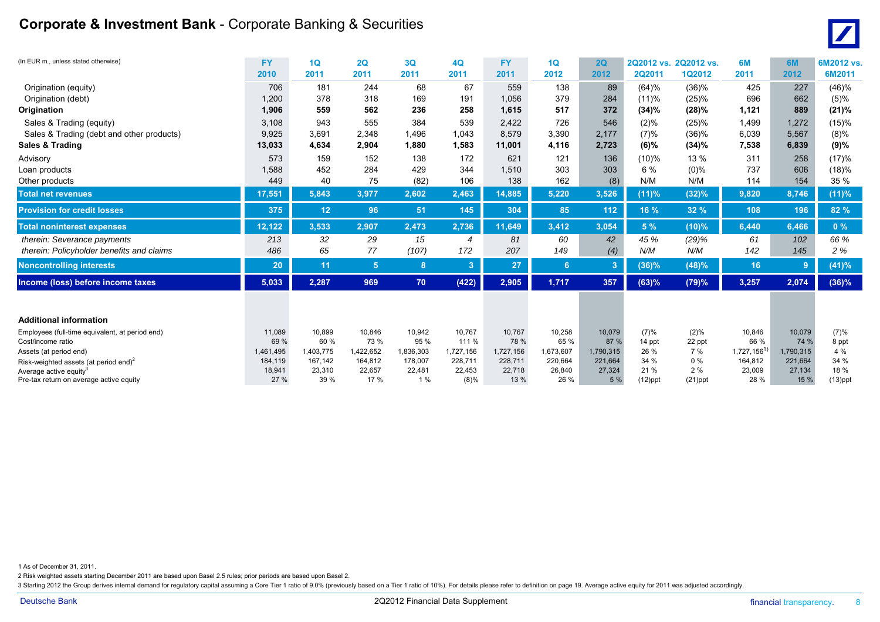# Corporate & Investment Bank - Corporate Banking & Securities

| (In EUR m., unless stated otherwise) | FY 2010 | 1Q 2011 | 2Q 2011 | 3Q 2011 | 4Q 2011 | FY 2011 | 1Q 2012 | 2Q 2012 | 2Q2012 vs. 2Q2011 | 2Q2012 vs. 1Q2012 | 6M 2011 | 6M 2012 | 6M2012 vs. 6M2011 |
|---|---|---|---|---|---|---|---|---|---|---|---|---|---|
| Origination (equity) | 706 | 181 | 244 | 68 | 67 | 559 | 138 | 89 | (64)% | (36)% | 425 | 227 | (46)% |
| Origination (debt) | 1,200 | 378 | 318 | 169 | 191 | 1,056 | 379 | 284 | (11)% | (25)% | 696 | 662 | (5)% |
| **Origination** | **1,906** | **559** | **562** | **236** | **258** | **1,615** | **517** | **372** | **(34)%** | **(28)%** | **1,121** | **889** | **(21)%** |
| Sales & Trading (equity) | 3,108 | 943 | 555 | 384 | 539 | 2,422 | 726 | 546 | (2)% | (25)% | 1,499 | 1,272 | (15)% |
| Sales & Trading (debt and other products) | 9,925 | 3,691 | 2,348 | 1,496 | 1,043 | 8,579 | 3,390 | 2,177 | (7)% | (36)% | 6,039 | 5,567 | (8)% |
| **Sales & Trading** | **13,033** | **4,634** | **2,904** | **1,880** | **1,583** | **11,001** | **4,116** | **2,723** | **(6)%** | **(34)%** | **7,538** | **6,839** | **(9)%** |
| Advisory | 573 | 159 | 152 | 138 | 172 | 621 | 121 | 136 | (10)% | 13 % | 311 | 258 | (17)% |
| Loan products | 1,588 | 452 | 284 | 429 | 344 | 1,510 | 303 | 303 | 6 % | (0)% | 737 | 606 | (18)% |
| Other products | 449 | 40 | 75 | (82) | 106 | 138 | 162 | (8) | N/M | N/M | 114 | 154 | 35 % |
| **Total net revenues** | **17,551** | **5,843** | **3,977** | **2,602** | **2,463** | **14,885** | **5,220** | **3,526** | **(11)%** | **(32)%** | **9,820** | **8,746** | **(11)%** |
| **Provision for credit losses** | **375** | **12** | **96** | **51** | **145** | **304** | **85** | **112** | **16 %** | **32 %** | **108** | **196** | **82 %** |
| **Total noninterest expenses** | **12,122** | **3,533** | **2,907** | **2,473** | **2,736** | **11,649** | **3,412** | **3,054** | **5 %** | **(10)%** | **6,440** | **6,466** | **0 %** |
| *therein: Severance payments* | *213* | *32* | *29* | *15* | *4* | *81* | *60* | *42* | *45 %* | *(29)%* | *61* | *102* | *66 %* |
| *therein: Policyholder benefits and claims* | *486* | *65* | *77* | *(107)* | *172* | *207* | *149* | *(4)* | *N/M* | *N/M* | *142* | *145* | *2 %* |
| **Noncontrolling interests** | **20** | **11** | **5** | **8** | **3** | **27** | **6** | **3** | **(36)%** | **(48)%** | **16** | **9** | **(41)%** |
| **Income (loss) before income taxes** | **5,033** | **2,287** | **969** | **70** | **(422)** | **2,905** | **1,717** | **357** | **(63)%** | **(79)%** | **3,257** | **2,074** | **(36)%** |
| | | | | | | | | | | | | | |
| **Additional information** | | | | | | | | | | | | | |
| Employees (full-time equivalent, at period end) | 11,089 | 10,899 | 10,846 | 10,942 | 10,767 | 10,767 | 10,258 | 10,079 | (7)% | (2)% | 10,846 | 10,079 | (7)% |
| Cost/income ratio | 69 % | 60 % | 73 % | 95 % | 111 % | 78 % | 65 % | 87 % | 14 ppt | 22 ppt | 66 % | 74 % | 8 ppt |
| Assets (at period end) | 1,461,495 | 1,403,775 | 1,422,652 | 1,836,303 | 1,727,156 | 1,727,156 | 1,673,607 | 1,790,315 | 26 % | 7 % | 1,727,156[1] | 1,790,315 | 4 % |
| Risk-weighted assets (at period end)[2] | 184,119 | 167,142 | 164,812 | 178,007 | 228,711 | 228,711 | 220,664 | 221,664 | 34 % | 0 % | 164,812 | 221,664 | 34 % |
| Average active equity[3] | 18,941 | 23,310 | 22,657 | 22,481 | 22,453 | 22,718 | 26,840 | 27,324 | 21 % | 2 % | 23,009 | 27,134 | 18 % |
| Pre-tax return on average active equity | 27 % | 39 % | 17 % | 1 % | (8)% | 13 % | 26 % | 5 % | (12)ppt | (21)ppt | 28 % | 15 % | (13)ppt |

1 As of December 31, 2011.

2 Risk weighted assets starting December 2011 are based upon Basel 2.5 rules; prior periods are based upon Basel 2.

3 Starting 2012 the Group derives internal demand for regulatory capital assuming a Core Tier 1 ratio of 9.0% (previously based on a Tier 1 ratio of 10%). For details please refer to definition on page 19. Average active equity for 2011 was adjusted accordingly.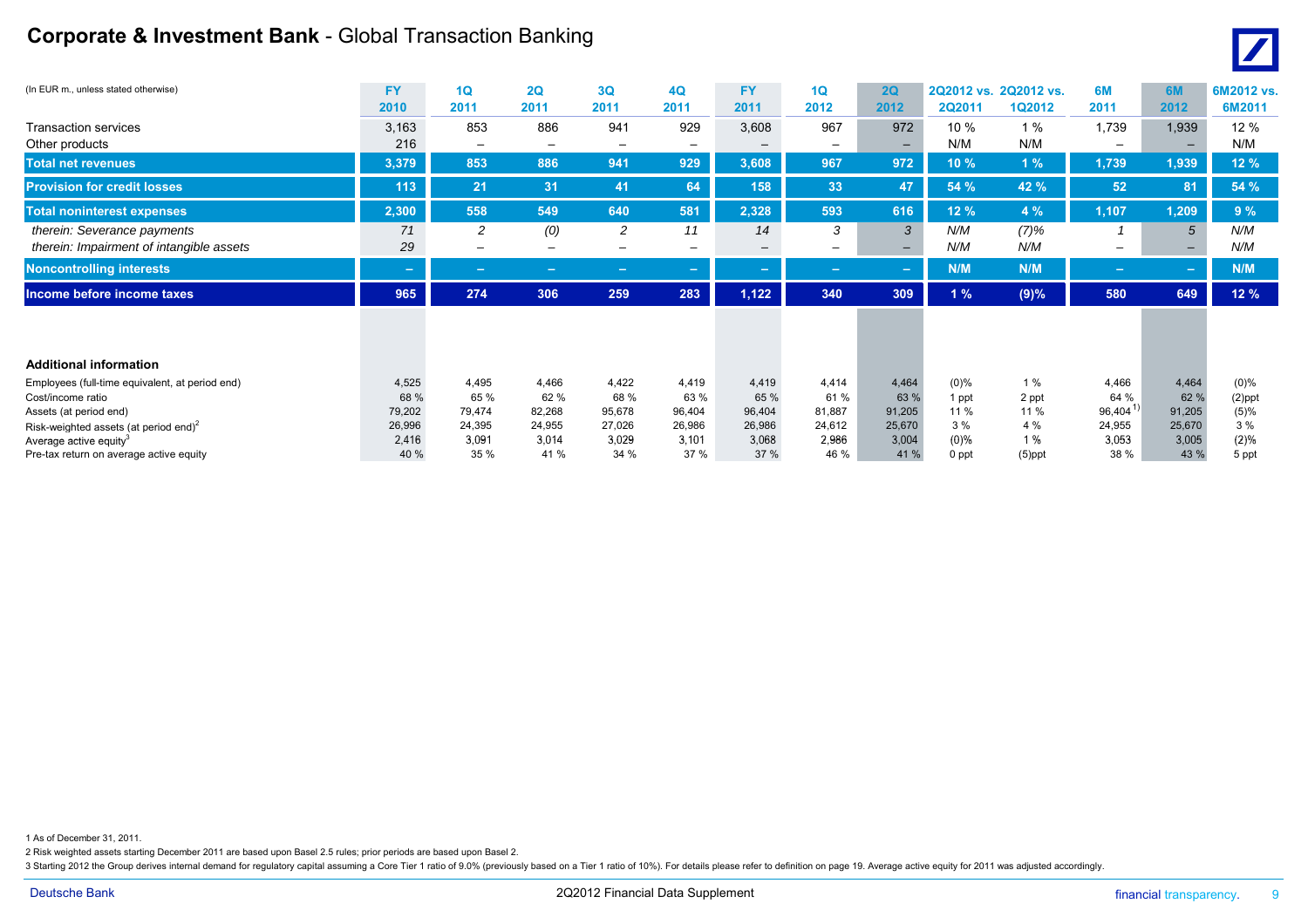# Corporate & Investment Bank - Global Transaction Banking

| (In EUR m., unless stated otherwise) | FY 2010 | 1Q 2011 | 2Q 2011 | 3Q 2011 | 4Q 2011 | FY 2011 | 1Q 2012 | 2Q 2012 | 2Q2012 vs. 2Q2011 | 2Q2012 vs. 1Q2012 | 6M 2011 | 6M 2012 | 6M2012 vs. 6M2011 |
|---|---|---|---|---|---|---|---|---|---|---|---|---|---|
| Transaction services | 3,163 | 853 | 886 | 941 | 929 | 3,608 | 967 | 972 | 10 % | 1 % | 1,739 | 1,939 | 12 % |
| Other products | 216 | – | – | – | – | – | – | – | N/M | N/M | – | – | N/M |
| **Total net revenues** | **3,379** | **853** | **886** | **941** | **929** | **3,608** | **967** | **972** | **10 %** | **1 %** | **1,739** | **1,939** | **12 %** |
| **Provision for credit losses** | **113** | **21** | **31** | **41** | **64** | **158** | **33** | **47** | **54 %** | **42 %** | **52** | **81** | **54 %** |
| **Total noninterest expenses** | **2,300** | **558** | **549** | **640** | **581** | **2,328** | **593** | **616** | **12 %** | **4 %** | **1,107** | **1,209** | **9 %** |
| *therein: Severance payments* | *71* | *2* | *(0)* | *2* | *11* | *14* | *3* | *3* | *N/M* | *(7)%* | *1* | *5* | *N/M* |
| *therein: Impairment of intangible assets* | *29* | – | – | – | – | – | – | – | *N/M* | *N/M* | – | – | *N/M* |
| **Noncontrolling interests** | **–** | **–** | **–** | **–** | **–** | **–** | **–** | **–** | **N/M** | **N/M** | **–** | **–** | **N/M** |
| **Income before income taxes** | **965** | **274** | **306** | **259** | **283** | **1,122** | **340** | **309** | **1 %** | **(9)%** | **580** | **649** | **12 %** |
| **Additional information** | | | | | | | | | | | | | |
| Employees (full-time equivalent, at period end) | 4,525 | 4,495 | 4,466 | 4,422 | 4,419 | 4,419 | 4,414 | 4,464 | (0)% | 1 % | 4,466 | 4,464 | (0)% |
| Cost/income ratio | 68 % | 65 % | 62 % | 68 % | 63 % | 65 % | 61 % | 63 % | 1 ppt | 2 ppt | 64 % | 62 % | (2)ppt |
| Assets (at period end) | 79,202 | 79,474 | 82,268 | 95,678 | 96,404 | 96,404 | 81,887 | 91,205 | 11 % | 11 % | 96,404 [1] | 91,205 | (5)% |
| Risk-weighted assets (at period end)[2] | 26,996 | 24,395 | 24,955 | 27,026 | 26,986 | 26,986 | 24,612 | 25,670 | 3 % | 4 % | 24,955 | 25,670 | 3 % |
| Average active equity[3] | 2,416 | 3,091 | 3,014 | 3,029 | 3,101 | 3,068 | 2,986 | 3,004 | (0)% | 1 % | 3,053 | 3,005 | (2)% |
| Pre-tax return on average active equity | 40 % | 35 % | 41 % | 34 % | 37 % | 37 % | 46 % | 41 % | 0 ppt | (5)ppt | 38 % | 43 % | 5 ppt |

1 As of December 31, 2011.

2 Risk weighted assets starting December 2011 are based upon Basel 2.5 rules; prior periods are based upon Basel 2.

3 Starting 2012 the Group derives internal demand for regulatory capital assuming a Core Tier 1 ratio of 9.0% (previously based on a Tier 1 ratio of 10%). For details please refer to definition on page 19. Average active equity for 2011 was adjusted accordingly.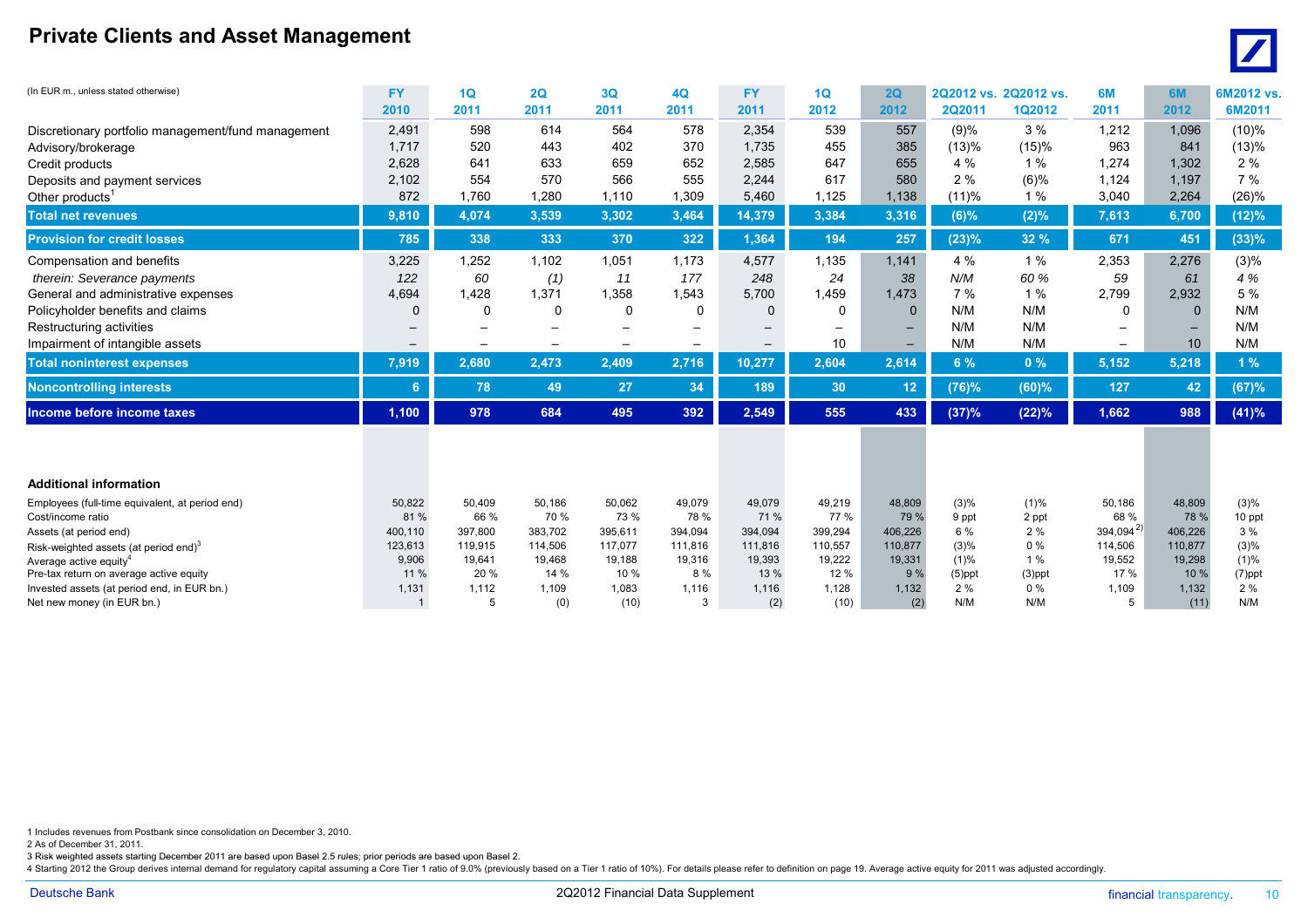# Private Clients and Asset Management

| (In EUR m., unless stated otherwise) | FY 2010 | 1Q 2011 | 2Q 2011 | 3Q 2011 | 4Q 2011 | FY 2011 | 1Q 2012 | 2Q 2012 | 2Q2012 vs. 2Q2011 | 2Q2012 vs. 1Q2012 | 6M 2011 | 6M 2012 | 6M2012 vs. 6M2011 |
|---|---|---|---|---|---|---|---|---|---|---|---|---|---|
| Discretionary portfolio management/fund management | 2,491 | 598 | 614 | 564 | 578 | 2,354 | 539 | 557 | (9)% | 3 % | 1,212 | 1,096 | (10)% |
| Advisory/brokerage | 1,717 | 520 | 443 | 402 | 370 | 1,735 | 455 | 385 | (13)% | (15)% | 963 | 841 | (13)% |
| Credit products | 2,628 | 641 | 633 | 659 | 652 | 2,585 | 647 | 655 | 4 % | 1 % | 1,274 | 1,302 | 2 % |
| Deposits and payment services | 2,102 | 554 | 570 | 566 | 555 | 2,244 | 617 | 580 | 2 % | (6)% | 1,124 | 1,197 | 7 % |
| Other products[1] | 872 | 1,760 | 1,280 | 1,110 | 1,309 | 5,460 | 1,125 | 1,138 | (11)% | 1 % | 3,040 | 2,264 | (26)% |
| **Total net revenues** | **9,810** | **4,074** | **3,539** | **3,302** | **3,464** | **14,379** | **3,384** | **3,316** | **(6)%** | **(2)%** | **7,613** | **6,700** | **(12)%** |
| **Provision for credit losses** | **785** | **338** | **333** | **370** | **322** | **1,364** | **194** | **257** | **(23)%** | **32 %** | **671** | **451** | **(33)%** |
| Compensation and benefits | 3,225 | 1,252 | 1,102 | 1,051 | 1,173 | 4,577 | 1,135 | 1,141 | 4 % | 1 % | 2,353 | 2,276 | (3)% |
| *therein: Severance payments* | *122* | *60* | *(1)* | *11* | *177* | *248* | *24* | *38* | *N/M* | *60 %* | *59* | *61* | *4 %* |
| General and administrative expenses | 4,694 | 1,428 | 1,371 | 1,358 | 1,543 | 5,700 | 1,459 | 1,473 | 7 % | 1 % | 2,799 | 2,932 | 5 % |
| Policyholder benefits and claims | 0 | 0 | 0 | 0 | 0 | 0 | 0 | 0 | N/M | N/M | 0 | 0 | N/M |
| Restructuring activities | – | – | – | – | – | – | – | – | N/M | N/M | – | – | N/M |
| Impairment of intangible assets | – | – | – | – | – | – | 10 | – | N/M | N/M | – | 10 | N/M |
| **Total noninterest expenses** | **7,919** | **2,680** | **2,473** | **2,409** | **2,716** | **10,277** | **2,604** | **2,614** | **6 %** | **0 %** | **5,152** | **5,218** | **1 %** |
| **Noncontrolling interests** | **6** | **78** | **49** | **27** | **34** | **189** | **30** | **12** | **(76)%** | **(60)%** | **127** | **42** | **(67)%** |
| **Income before income taxes** | **1,100** | **978** | **684** | **495** | **392** | **2,549** | **555** | **433** | **(37)%** | **(22)%** | **1,662** | **988** | **(41)%** |
| **Additional information** | | | | | | | | | | | | | |
| Employees (full-time equivalent, at period end) | 50,822 | 50,409 | 50,186 | 50,062 | 49,079 | 49,079 | 49,219 | 48,809 | (3)% | (1)% | 50,186 | 48,809 | (3)% |
| Cost/income ratio | 81 % | 66 % | 70 % | 73 % | 78 % | 71 % | 77 % | 79 % | 9 ppt | 2 ppt | 68 % | 78 % | 10 ppt |
| Assets (at period end) | 400,110 | 397,800 | 383,702 | 395,611 | 394,094 | 394,094 | 399,294 | 406,226 | 6 % | 2 % | 394,094[2] | 406,226 | 3 % |
| Risk-weighted assets (at period end)[3] | 123,613 | 119,915 | 114,506 | 117,077 | 111,816 | 111,816 | 110,557 | 110,877 | (3)% | 0 % | 114,506 | 110,877 | (3)% |
| Average active equity[4] | 9,906 | 19,641 | 19,468 | 19,188 | 19,316 | 19,393 | 19,222 | 19,331 | (1)% | 1 % | 19,552 | 19,298 | (1)% |
| Pre-tax return on average active equity | 11 % | 20 % | 14 % | 10 % | 8 % | 13 % | 12 % | 9 % | (5)ppt | (3)ppt | 17 % | 10 % | (7)ppt |
| Invested assets (at period end, in EUR bn.) | 1,131 | 1,112 | 1,109 | 1,083 | 1,116 | 1,116 | 1,128 | 1,132 | 2 % | 0 % | 1,109 | 1,132 | 2 % |
| Net new money (in EUR bn.) | 1 | 5 | (0) | (10) | 3 | (2) | (10) | (2) | N/M | N/M | 5 | (11) | N/M |

1 Includes revenues from Postbank since consolidation on December 3, 2010.
2 As of December 31, 2011.
3 Risk weighted assets starting December 2011 are based upon Basel 2.5 rules; prior periods are based upon Basel 2.
4 Starting 2012 the Group derives internal demand for regulatory capital assuming a Core Tier 1 ratio of 9.0% (previously based on a Tier 1 ratio of 10%). For details please refer to definition on page 19. Average active equity for 2011 was adjusted accordingly.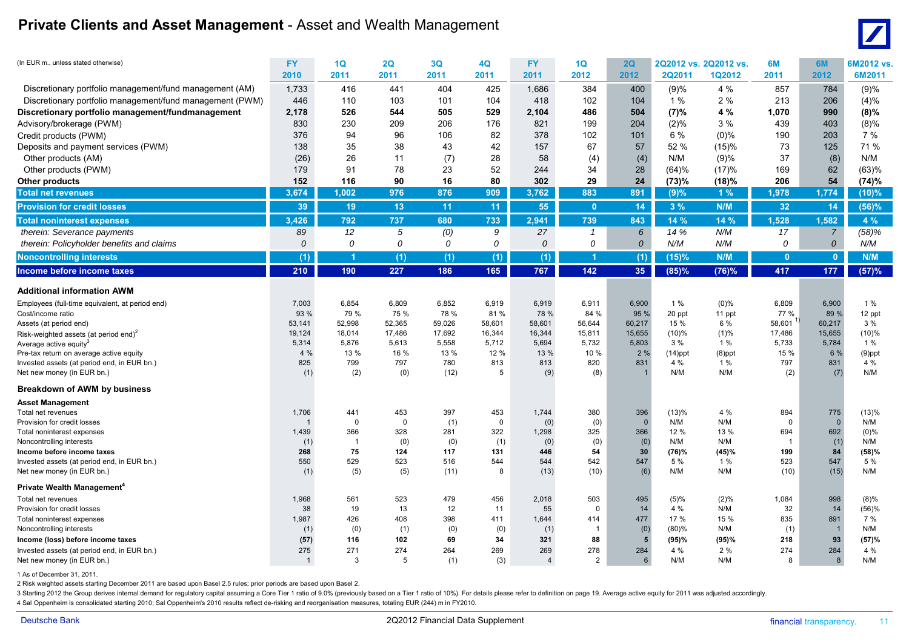# Private Clients and Asset Management - Asset and Wealth Management

| (In EUR m., unless stated otherwise) | FY 2010 | 1Q 2011 | 2Q 2011 | 3Q 2011 | 4Q 2011 | FY 2011 | 1Q 2012 | 2Q 2012 | 2Q2012 vs. 2Q2011 | 2Q2012 vs. 1Q2012 | 6M 2011 | 6M 2012 | 6M2012 vs. 6M2011 |
|---|---|---|---|---|---|---|---|---|---|---|---|---|---|
| Discretionary portfolio management/fund management (AM) | 1,733 | 416 | 441 | 404 | 425 | 1,686 | 384 | 400 | (9)% | 4 % | 857 | 784 | (9)% |
| Discretionary portfolio management/fund management (PWM) | 446 | 110 | 103 | 101 | 104 | 418 | 102 | 104 | 1 % | 2 % | 213 | 206 | (4)% |
| **Discretionary portfolio management/fundmanagement** | **2,178** | **526** | **544** | **505** | **529** | **2,104** | **486** | **504** | **(7)%** | **4 %** | **1,070** | **990** | **(8)%** |
| Advisory/brokerage (PWM) | 830 | 230 | 209 | 206 | 176 | 821 | 199 | 204 | (2)% | 3 % | 439 | 403 | (8)% |
| Credit products (PWM) | 376 | 94 | 96 | 106 | 82 | 378 | 102 | 101 | 6 % | (0)% | 190 | 203 | 7 % |
| Deposits and payment services (PWM) | 138 | 35 | 38 | 43 | 42 | 157 | 67 | 57 | 52 % | (15)% | 73 | 125 | 71 % |
| Other products (AM) | (26) | 26 | 11 | (7) | 28 | 58 | (4) | (4) | N/M | (9)% | 37 | (8) | N/M |
| Other products (PWM) | 179 | 91 | 78 | 23 | 52 | 244 | 34 | 28 | (64)% | (17)% | 169 | 62 | (63)% |
| **Other products** | **152** | **116** | **90** | **16** | **80** | **302** | **29** | **24** | **(73)%** | **(18)%** | **206** | **54** | **(74)%** |
| **Total net revenues** | **3,674** | **1,002** | **976** | **876** | **909** | **3,762** | **883** | **891** | **(9)%** | **1 %** | **1,978** | **1,774** | **(10)%** |
| **Provision for credit losses** | **39** | **19** | **13** | **11** | **11** | **55** | **0** | **14** | **3 %** | **N/M** | **32** | **14** | **(56)%** |
| **Total noninterest expenses** | **3,426** | **792** | **737** | **680** | **733** | **2,941** | **739** | **843** | **14 %** | **14 %** | **1,528** | **1,582** | **4 %** |
| *therein: Severance payments* | *89* | *12* | *5* | *(0)* | *9* | *27* | *1* | *6* | *14 %* | *N/M* | *17* | *7* | *(58)%* |
| *therein: Policyholder benefits and claims* | *0* | *0* | *0* | *0* | *0* | *0* | *0* | *0* | *N/M* | *N/M* | *0* | *0* | *N/M* |
| **Noncontrolling interests** | **(1)** | **1** | **(1)** | **(1)** | **(1)** | **(1)** | **1** | **(1)** | **(15)%** | **N/M** | **0** | **0** | **N/M** |
| **Income before income taxes** | **210** | **190** | **227** | **186** | **165** | **767** | **142** | **35** | **(85)%** | **(76)%** | **417** | **177** | **(57)%** |
| **Additional information AWM** | | | | | | | | | | | | | |
| Employees (full-time equivalent, at period end) | 7,003 | 6,854 | 6,809 | 6,852 | 6,919 | 6,919 | 6,911 | 6,900 | 1 % | (0)% | 6,809 | 6,900 | 1 % |
| Cost/income ratio | 93 % | 79 % | 75 % | 78 % | 81 % | 78 % | 84 % | 95 % | 20 ppt | 11 ppt | 77 % | 89 % | 12 ppt |
| Assets (at period end) | 53,141 | 52,998 | 52,365 | 59,026 | 58,601 | 58,601 | 56,644 | 60,217 | 15 % | 6 % | 58,601 [1] | 60,217 | 3 % |
| Risk-weighted assets (at period end)[2] | 19,124 | 18,014 | 17,486 | 17,692 | 16,344 | 16,344 | 15,811 | 15,655 | (10)% | (1)% | 17,486 | 15,655 | (10)% |
| Average active equity[3] | 5,314 | 5,876 | 5,613 | 5,558 | 5,712 | 5,694 | 5,732 | 5,803 | 3 % | 1 % | 5,733 | 5,784 | 1 % |
| Pre-tax return on average active equity | 4 % | 13 % | 16 % | 13 % | 12 % | 13 % | 10 % | 2 % | (14)ppt | (8)ppt | 15 % | 6 % | (9)ppt |
| Invested assets (at period end, in EUR bn.) | 825 | 799 | 797 | 780 | 813 | 813 | 820 | 831 | 4 % | 1 % | 797 | 831 | 4 % |
| Net new money (in EUR bn.) | (1) | (2) | (0) | (12) | 5 | (9) | (8) | 1 | N/M | N/M | (2) | (7) | N/M |
| **Breakdown of AWM by business** | | | | | | | | | | | | | |
| **Asset Management** | | | | | | | | | | | | | |
| Total net revenues | 1,706 | 441 | 453 | 397 | 453 | 1,744 | 380 | 396 | (13)% | 4 % | 894 | 775 | (13)% |
| Provision for credit losses | 1 | 0 | 0 | (1) | 0 | (0) | (0) | 0 | N/M | N/M | 0 | 0 | N/M |
| Total noninterest expenses | 1,439 | 366 | 328 | 281 | 322 | 1,298 | 325 | 366 | 12 % | 13 % | 694 | 692 | (0)% |
| Noncontrolling interests | (1) | 1 | (0) | (0) | (1) | (0) | (0) | (0) | N/M | N/M | 1 | (1) | N/M |
| **Income before income taxes** | **268** | **75** | **124** | **117** | **131** | **446** | **54** | **30** | **(76)%** | **(45)%** | **199** | **84** | **(58)%** |
| Invested assets (at period end, in EUR bn.) | 550 | 529 | 523 | 516 | 544 | 544 | 542 | 547 | 5 % | 1 % | 523 | 547 | 5 % |
| Net new money (in EUR bn.) | (1) | (5) | (5) | (11) | 8 | (13) | (10) | (6) | N/M | N/M | (10) | (15) | N/M |
| **Private Wealth Management**[4] | | | | | | | | | | | | | |
| Total net revenues | 1,968 | 561 | 523 | 479 | 456 | 2,018 | 503 | 495 | (5)% | (2)% | 1,084 | 998 | (8)% |
| Provision for credit losses | 38 | 19 | 13 | 12 | 11 | 55 | 0 | 14 | 4 % | N/M | 32 | 14 | (56)% |
| Total noninterest expenses | 1,987 | 426 | 408 | 398 | 411 | 1,644 | 414 | 477 | 17 % | 15 % | 835 | 891 | 7 % |
| Noncontrolling interests | (1) | (0) | (1) | (0) | (0) | (1) | 1 | (0) | (80)% | N/M | (1) | 1 | N/M |
| **Income (loss) before income taxes** | **(57)** | **116** | **102** | **69** | **34** | **321** | **88** | **5** | **(95)%** | **(95)%** | **218** | **93** | **(57)%** |
| Invested assets (at period end, in EUR bn.) | 275 | 271 | 274 | 264 | 269 | 269 | 278 | 284 | 4 % | 2 % | 274 | 284 | 4 % |
| Net new money (in EUR bn.) | 1 | 3 | 5 | (1) | (3) | 4 | 2 | 6 | N/M | N/M | 8 | 8 | N/M |

1 As of December 31, 2011.

2 Risk weighted assets starting December 2011 are based upon Basel 2.5 rules; prior periods are based upon Basel 2.

3 Starting 2012 the Group derives internal demand for regulatory capital assuming a Core Tier 1 ratio of 9.0% (previously based on a Tier 1 ratio of 10%). For details please refer to definition on page 19. Average active equity for 2011 was adjusted accordingly.

4 Sal Oppenheim is consolidated starting 2010; Sal Oppenheim's 2010 results reflect de-risking and reorganisation measures, totaling EUR (244) m in FY2010.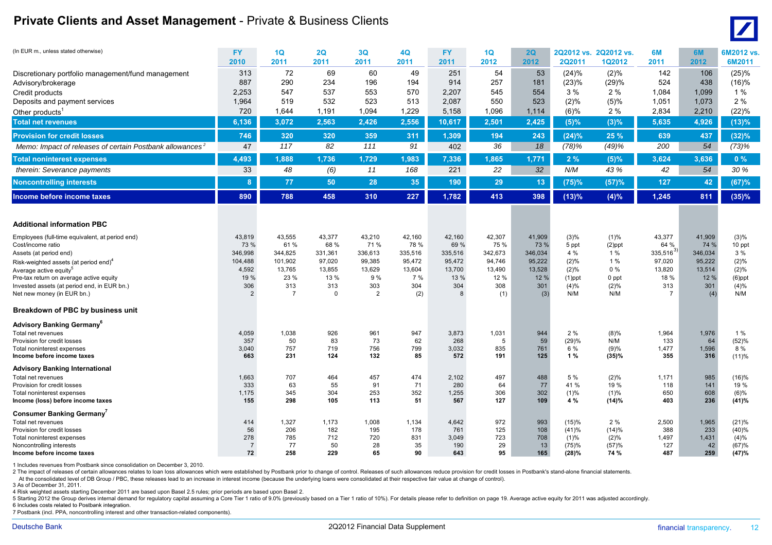# Private Clients and Asset Management - Private & Business Clients

| (In EUR m., unless stated otherwise) | FY 2010 | 1Q 2011 | 2Q 2011 | 3Q 2011 | 4Q 2011 | FY 2011 | 1Q 2012 | 2Q 2012 | 2Q2012 vs. 2Q2011 | 2Q2012 vs. 1Q2012 | 6M 2011 | 6M 2012 | 6M2012 vs. 6M2011 |
|---|---|---|---|---|---|---|---|---|---|---|---|---|---|
| Discretionary portfolio management/fund management | 313 | 72 | 69 | 60 | 49 | 251 | 54 | 53 | (24)% | (2)% | 142 | 106 | (25)% |
| Advisory/brokerage | 887 | 290 | 234 | 196 | 194 | 914 | 257 | 181 | (23)% | (29)% | 524 | 438 | (16)% |
| Credit products | 2,253 | 547 | 537 | 553 | 570 | 2,207 | 545 | 554 | 3 % | 2 % | 1,084 | 1,099 | 1 % |
| Deposits and payment services | 1,964 | 519 | 532 | 523 | 513 | 2,087 | 550 | 523 | (2)% | (5)% | 1,051 | 1,073 | 2 % |
| Other products[1] | 720 | 1,644 | 1,191 | 1,094 | 1,229 | 5,158 | 1,096 | 1,114 | (6)% | 2 % | 2,834 | 2,210 | (22)% |
| **Total net revenues** | **6,136** | **3,072** | **2,563** | **2,426** | **2,556** | **10,617** | **2,501** | **2,425** | **(5)%** | **(3)%** | **5,635** | **4,926** | **(13)%** |
| **Provision for credit losses** | **746** | **320** | **320** | **359** | **311** | **1,309** | **194** | **243** | **(24)%** | **25 %** | **639** | **437** | **(32)%** |
| *Memo: Impact of releases of certain Postbank allowances[2]* | *47* | *117* | *82* | *111* | *91* | *402* | *36* | *18* | *(78)%* | *(49)%* | *200* | *54* | *(73)%* |
| **Total noninterest expenses** | **4,493** | **1,888** | **1,736** | **1,729** | **1,983** | **7,336** | **1,865** | **1,771** | **2 %** | **(5)%** | **3,624** | **3,636** | **0 %** |
| *therein: Severance payments* | 33 | *48* | *(6)* | *11* | *168* | 221 | *22* | *32* | *N/M* | *43 %* | *42* | *54* | *30 %* |
| **Noncontrolling interests** | **8** | **77** | **50** | **28** | **35** | **190** | **29** | **13** | **(75)%** | **(57)%** | **127** | **42** | **(67)%** |
| **Income before income taxes** | **890** | **788** | **458** | **310** | **227** | **1,782** | **413** | **398** | **(13)%** | **(4)%** | **1,245** | **811** | **(35)%** |
| | | | | | | | | | | | | | |
| **Additional information PBC** | | | | | | | | | | | | | |
| Employees (full-time equivalent, at period end) | 43,819 | 43,555 | 43,377 | 43,210 | 42,160 | 42,160 | 42,307 | 41,909 | (3)% | (1)% | 43,377 | 41,909 | (3)% |
| Cost/income ratio | 73 % | 61 % | 68 % | 71 % | 78 % | 69 % | 75 % | 73 % | 5 ppt | (2)ppt | 64 % | 74 % | 10 ppt |
| Assets (at period end) | 346,998 | 344,825 | 331,361 | 336,613 | 335,516 | 335,516 | 342,673 | 346,034 | 4 % | 1 % | 335,516[3] | 346,034 | 3 % |
| Risk-weighted assets (at period end)[4] | 104,488 | 101,902 | 97,020 | 99,385 | 95,472 | 95,472 | 94,746 | 95,222 | (2)% | 1 % | 97,020 | 95,222 | (2)% |
| Average active equity[5] | 4,592 | 13,765 | 13,855 | 13,629 | 13,604 | 13,700 | 13,490 | 13,528 | (2)% | 0 % | 13,820 | 13,514 | (2)% |
| Pre-tax return on average active equity | 19 % | 23 % | 13 % | 9 % | 7 % | 13 % | 12 % | 12 % | (1)ppt | 0 ppt | 18 % | 12 % | (6)ppt |
| Invested assets (at period end, in EUR bn.) | 306 | 313 | 313 | 303 | 304 | 304 | 308 | 301 | (4)% | (2)% | 313 | 301 | (4)% |
| Net new money (in EUR bn.) | 2 | 7 | 0 | 2 | (2) | 8 | (1) | (3) | N/M | N/M | 7 | (4) | N/M |
| | | | | | | | | | | | | | |
| **Breakdown of PBC by business unit** | | | | | | | | | | | | | |
| **Advisory Banking Germany[6]** | | | | | | | | | | | | | |
| Total net revenues | 4,059 | 1,038 | 926 | 961 | 947 | 3,873 | 1,031 | 944 | 2 % | (8)% | 1,964 | 1,976 | 1 % |
| Provision for credit losses | 357 | 50 | 83 | 73 | 62 | 268 | 5 | 59 | (29)% | N/M | 133 | 64 | (52)% |
| Total noninterest expenses | 3,040 | 757 | 719 | 756 | 799 | 3,032 | 835 | 761 | 6 % | (9)% | 1,477 | 1,596 | 8 % |
| **Income before income taxes** | **663** | **231** | **124** | **132** | **85** | **572** | **191** | **125** | **1 %** | **(35)%** | **355** | **316** | (11)% |
| **Advisory Banking International** | | | | | | | | | | | | | |
| Total net revenues | 1,663 | 707 | 464 | 457 | 474 | 2,102 | 497 | 488 | 5 % | (2)% | 1,171 | 985 | (16)% |
| Provision for credit losses | 333 | 63 | 55 | 91 | 71 | 280 | 64 | 77 | 41 % | 19 % | 118 | 141 | 19 % |
| Total noninterest expenses | 1,175 | 345 | 304 | 253 | 352 | 1,255 | 306 | 302 | (1)% | (1)% | 650 | 608 | (6)% |
| **Income (loss) before income taxes** | **155** | **298** | **105** | **113** | **51** | **567** | **127** | **109** | **4 %** | **(14)%** | **403** | **236** | **(41)%** |
| **Consumer Banking Germany[7]** | | | | | | | | | | | | | |
| Total net revenues | 414 | 1,327 | 1,173 | 1,008 | 1,134 | 4,642 | 972 | 993 | (15)% | 2 % | 2,500 | 1,965 | (21)% |
| Provision for credit losses | 56 | 206 | 182 | 195 | 178 | 761 | 125 | 108 | (41)% | (14)% | 388 | 233 | (40)% |
| Total noninterest expenses | 278 | 785 | 712 | 720 | 831 | 3,049 | 723 | 708 | (1)% | (2)% | 1,497 | 1,431 | (4)% |
| Noncontrolling interests | 7 | 77 | 50 | 28 | 35 | 190 | 29 | 13 | (75)% | (57)% | 127 | 42 | (67)% |
| **Income before income taxes** | **72** | **258** | **229** | **65** | **90** | **643** | **95** | **165** | **(28)%** | **74 %** | **487** | **259** | **(47)%** |

1 Includes revenues from Postbank since consolidation on December 3, 2010.
2 The impact of releases of certain allowances relates to loan loss allowances which were established by Postbank prior to change of control. Releases of such allowances reduce provision for credit losses in Postbank's stand-alone financial statements. At the consolidated level of DB Group / PBC, these releases lead to an increase in interest income (because the underlying loans were consolidated at their respective fair value at change of control).
3 As of December 31, 2011.
4 Risk weighted assets starting December 2011 are based upon Basel 2.5 rules; prior periods are based upon Basel 2.
5 Starting 2012 the Group derives internal demand for regulatory capital assuming a Core Tier 1 ratio of 9.0% (previously based on a Tier 1 ratio of 10%). For details please refer to definition on page 19. Average active equity for 2011 was adjusted accordingly.
6 Includes costs related to Postbank integration.
7 Postbank (incl. PPA, noncontrolling interest and other transaction-related components).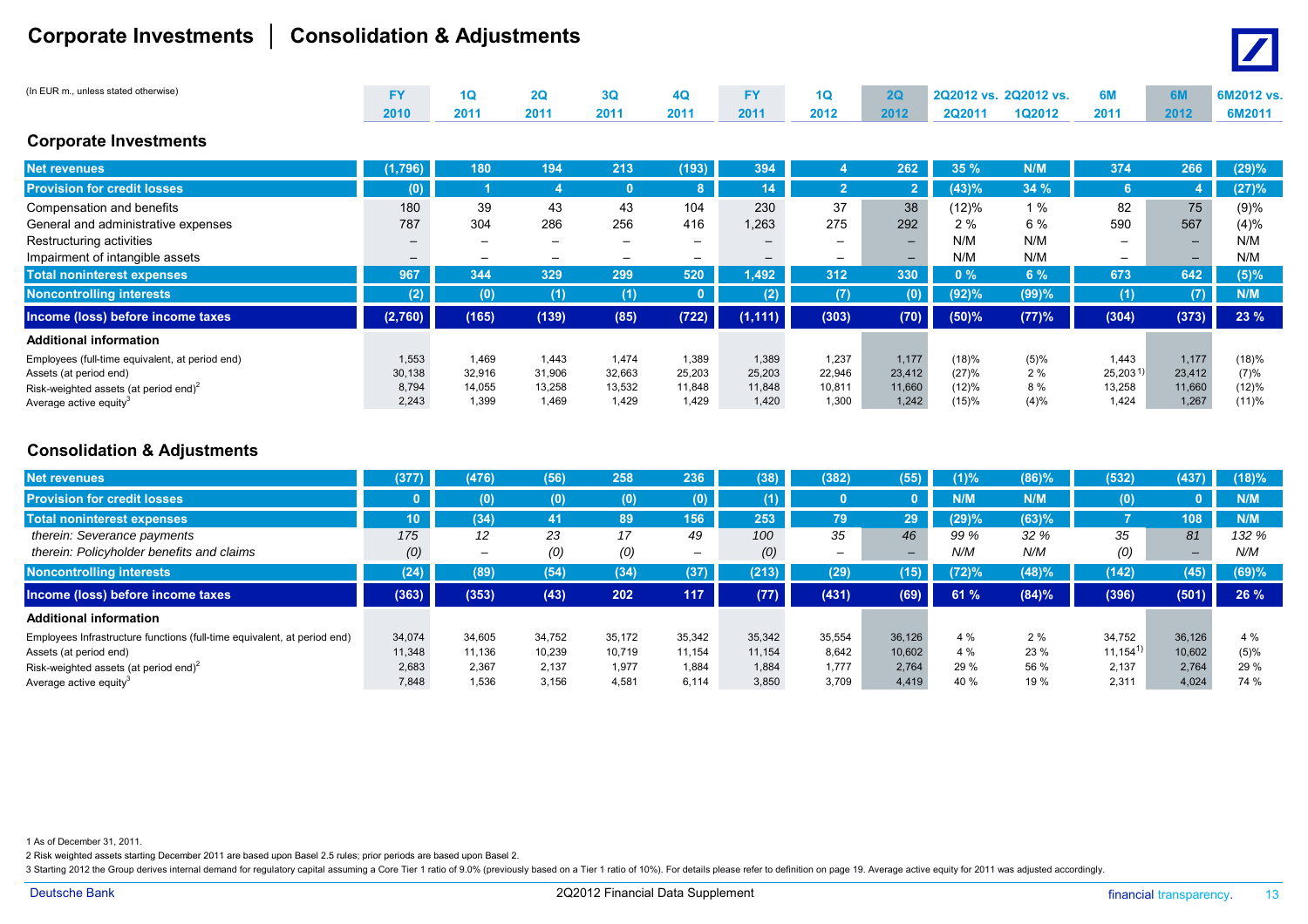# Corporate Investments | Consolidation & Adjustments

(In EUR m., unless stated otherwise)

## Corporate Investments

| | FY 2010 | 1Q 2011 | 2Q 2011 | 3Q 2011 | 4Q 2011 | FY 2011 | 1Q 2012 | 2Q 2012 | 2Q2012 vs. 2Q2011 | 2Q2012 vs. 1Q2012 | 6M 2011 | 6M 2012 | 6M2012 vs. 6M2011 |
|---|---|---|---|---|---|---|---|---|---|---|---|---|---|
| **Net revenues** | (1,796) | 180 | 194 | 213 | (193) | 394 | 4 | 262 | 35 % | N/M | 374 | 266 | (29)% |
| **Provision for credit losses** | (0) | 1 | 4 | 0 | 8 | 14 | 2 | 2 | (43)% | 34 % | 6 | 4 | (27)% |
| Compensation and benefits | 180 | 39 | 43 | 43 | 104 | 230 | 37 | 38 | (12)% | 1 % | 82 | 75 | (9)% |
| General and administrative expenses | 787 | 304 | 286 | 256 | 416 | 1,263 | 275 | 292 | 2 % | 6 % | 590 | 567 | (4)% |
| Restructuring activities | – | – | – | – | – | – | – | – | N/M | N/M | – | – | N/M |
| Impairment of intangible assets | – | – | – | – | – | – | – | – | N/M | N/M | – | – | N/M |
| **Total noninterest expenses** | 967 | 344 | 329 | 299 | 520 | 1,492 | 312 | 330 | 0 % | 6 % | 673 | 642 | (5)% |
| **Noncontrolling interests** | (2) | (0) | (1) | (1) | 0 | (2) | (7) | (0) | (92)% | (99)% | (1) | (7) | N/M |
| **Income (loss) before income taxes** | (2,760) | (165) | (139) | (85) | (722) | (1,111) | (303) | (70) | (50)% | (77)% | (304) | (373) | 23 % |
| **Additional information** | | | | | | | | | | | | | |
| Employees (full-time equivalent, at period end) | 1,553 | 1,469 | 1,443 | 1,474 | 1,389 | 1,389 | 1,237 | 1,177 | (18)% | (5)% | 1,443 | 1,177 | (18)% |
| Assets (at period end) | 30,138 | 32,916 | 31,906 | 32,663 | 25,203 | 25,203 | 22,946 | 23,412 | (27)% | 2 % | 25,203[1] | 23,412 | (7)% |
| Risk-weighted assets (at period end)[2] | 8,794 | 14,055 | 13,258 | 13,532 | 11,848 | 11,848 | 10,811 | 11,660 | (12)% | 8 % | 13,258 | 11,660 | (12)% |
| Average active equity[3] | 2,243 | 1,399 | 1,469 | 1,429 | 1,429 | 1,420 | 1,300 | 1,242 | (15)% | (4)% | 1,424 | 1,267 | (11)% |

## Consolidation & Adjustments

| | FY 2010 | 1Q 2011 | 2Q 2011 | 3Q 2011 | 4Q 2011 | FY 2011 | 1Q 2012 | 2Q 2012 | 2Q2012 vs. 2Q2011 | 2Q2012 vs. 1Q2012 | 6M 2011 | 6M 2012 | 6M2012 vs. 6M2011 |
|---|---|---|---|---|---|---|---|---|---|---|---|---|---|
| **Net revenues** | (377) | (476) | (56) | 258 | 236 | (38) | (382) | (55) | (1)% | (86)% | (532) | (437) | (18)% |
| **Provision for credit losses** | 0 | (0) | (0) | (0) | (0) | (1) | 0 | 0 | N/M | N/M | (0) | 0 | N/M |
| **Total noninterest expenses** | 10 | (34) | 41 | 89 | 156 | 253 | 79 | 29 | (29)% | (63)% | 7 | 108 | N/M |
| *therein: Severance payments* | *175* | *12* | *23* | *17* | *49* | *100* | *35* | *46* | *99 %* | *32 %* | *35* | *81* | *132 %* |
| *therein: Policyholder benefits and claims* | *(0)* | *–* | *(0)* | *(0)* | *–* | *(0)* | *–* | *–* | *N/M* | *N/M* | *(0)* | *–* | *N/M* |
| **Noncontrolling interests** | (24) | (89) | (54) | (34) | (37) | (213) | (29) | (15) | (72)% | (48)% | (142) | (45) | (69)% |
| **Income (loss) before income taxes** | (363) | (353) | (43) | 202 | 117 | (77) | (431) | (69) | 61 % | (84)% | (396) | (501) | 26 % |
| **Additional information** | | | | | | | | | | | | | |
| Employees Infrastructure functions (full-time equivalent, at period end) | 34,074 | 34,605 | 34,752 | 35,172 | 35,342 | 35,342 | 35,554 | 36,126 | 4 % | 2 % | 34,752 | 36,126 | 4 % |
| Assets (at period end) | 11,348 | 11,136 | 10,239 | 10,719 | 11,154 | 11,154 | 8,642 | 10,602 | 4 % | 23 % | 11,154[1] | 10,602 | (5)% |
| Risk-weighted assets (at period end)[2] | 2,683 | 2,367 | 2,137 | 1,977 | 1,884 | 1,884 | 1,777 | 2,764 | 29 % | 56 % | 2,137 | 2,764 | 29 % |
| Average active equity[3] | 7,848 | 1,536 | 3,156 | 4,581 | 6,114 | 3,850 | 3,709 | 4,419 | 40 % | 19 % | 2,311 | 4,024 | 74 % |

1 As of December 31, 2011.

2 Risk weighted assets starting December 2011 are based upon Basel 2.5 rules; prior periods are based upon Basel 2.

3 Starting 2012 the Group derives internal demand for regulatory capital assuming a Core Tier 1 ratio of 9.0% (previously based on a Tier 1 ratio of 10%). For details please refer to definition on page 19. Average active equity for 2011 was adjusted accordingly.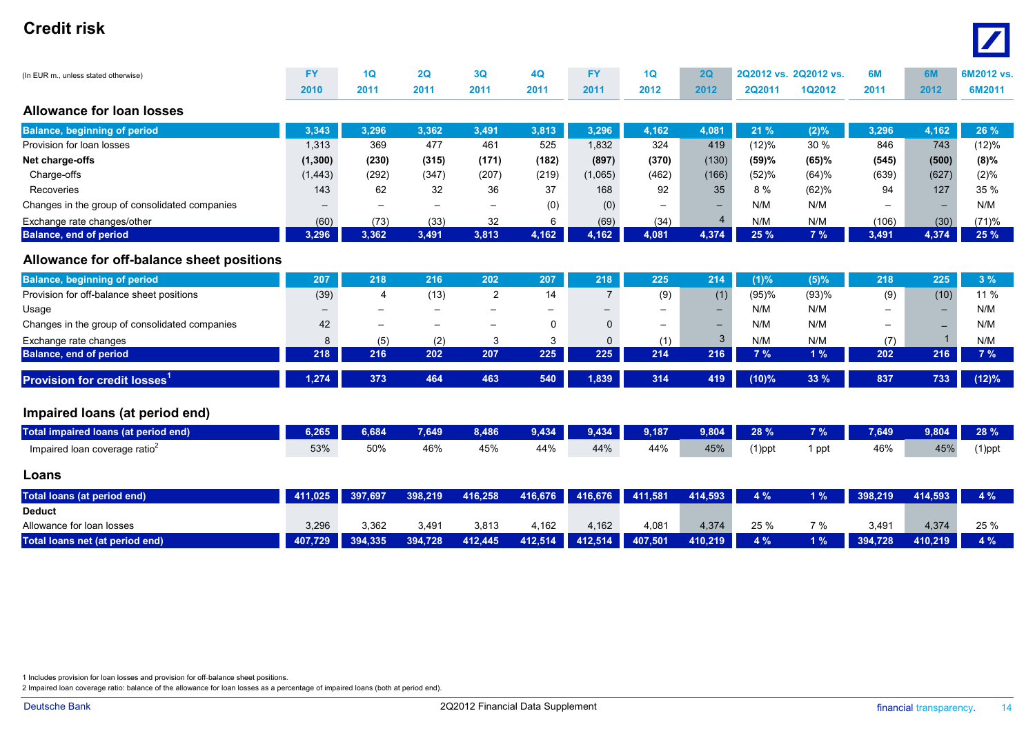# Credit risk

| (In EUR m., unless stated otherwise) | FY 2010 | 1Q 2011 | 2Q 2011 | 3Q 2011 | 4Q 2011 | FY 2011 | 1Q 2012 | 2Q 2012 | 2Q2012 vs. 2Q2011 | 2Q2012 vs. 1Q2012 | 6M 2011 | 6M 2012 | 6M2012 vs. 6M2011 |
|---|---|---|---|---|---|---|---|---|---|---|---|---|---|
| **Allowance for loan losses** | | | | | | | | | | | | | |
| **Balance, beginning of period** | 3,343 | 3,296 | 3,362 | 3,491 | 3,813 | 3,296 | 4,162 | 4,081 | 21 % | (2)% | 3,296 | 4,162 | 26 % |
| Provision for loan losses | 1,313 | 369 | 477 | 461 | 525 | 1,832 | 324 | 419 | (12)% | 30 % | 846 | 743 | (12)% |
| **Net charge-offs** | **(1,300)** | **(230)** | **(315)** | **(171)** | **(182)** | **(897)** | **(370)** | **(130)** | **(59)%** | **(65)%** | **(545)** | **(500)** | **(8)%** |
| Charge-offs | (1,443) | (292) | (347) | (207) | (219) | (1,065) | (462) | (166) | (52)% | (64)% | (639) | (627) | (2)% |
| Recoveries | 143 | 62 | 32 | 36 | 37 | 168 | 92 | 35 | 8 % | (62)% | 94 | 127 | 35 % |
| Changes in the group of consolidated companies | – | – | – | – | (0) | (0) | – | – | N/M | N/M | – | – | N/M |
| Exchange rate changes/other | (60) | (73) | (33) | 32 | 6 | (69) | (34) | 4 | N/M | N/M | (106) | (30) | (71)% |
| **Balance, end of period** | **3,296** | **3,362** | **3,491** | **3,813** | **4,162** | **4,162** | **4,081** | **4,374** | **25 %** | **7 %** | **3,491** | **4,374** | **25 %** |
| **Allowance for off-balance sheet positions** | | | | | | | | | | | | | |
| **Balance, beginning of period** | 207 | 218 | 216 | 202 | 207 | 218 | 225 | 214 | (1)% | (5)% | 218 | 225 | 3 % |
| Provision for off-balance sheet positions | (39) | 4 | (13) | 2 | 14 | 7 | (9) | (1) | (95)% | (93)% | (9) | (10) | 11 % |
| Usage | – | – | – | – | – | – | – | – | N/M | N/M | – | – | N/M |
| Changes in the group of consolidated companies | 42 | – | – | – | 0 | 0 | – | – | N/M | N/M | – | – | N/M |
| Exchange rate changes | 8 | (5) | (2) | 3 | 3 | 0 | (1) | 3 | N/M | N/M | (7) | 1 | N/M |
| **Balance, end of period** | **218** | **216** | **202** | **207** | **225** | **225** | **214** | **216** | **7 %** | **1 %** | **202** | **216** | **7 %** |
| **Provision for credit losses**[1] | **1,274** | **373** | **464** | **463** | **540** | **1,839** | **314** | **419** | **(10)%** | **33 %** | **837** | **733** | **(12)%** |
| **Impaired loans (at period end)** | | | | | | | | | | | | | |
| **Total impaired loans (at period end)** | **6,265** | **6,684** | **7,649** | **8,486** | **9,434** | **9,434** | **9,187** | **9,804** | **28 %** | **7 %** | **7,649** | **9,804** | **28 %** |
| Impaired loan coverage ratio[2] | 53% | 50% | 46% | 45% | 44% | 44% | 44% | 45% | (1)ppt | 1 ppt | 46% | 45% | (1)ppt |
| **Loans** | | | | | | | | | | | | | |
| **Total loans (at period end)** | **411,025** | **397,697** | **398,219** | **416,258** | **416,676** | **416,676** | **411,581** | **414,593** | **4 %** | **1 %** | **398,219** | **414,593** | **4 %** |
| **Deduct** | | | | | | | | | | | | | |
| Allowance for loan losses | 3,296 | 3,362 | 3,491 | 3,813 | 4,162 | 4,162 | 4,081 | 4,374 | 25 % | 7 % | 3,491 | 4,374 | 25 % |
| **Total loans net (at period end)** | **407,729** | **394,335** | **394,728** | **412,445** | **412,514** | **412,514** | **407,501** | **410,219** | **4 %** | **1 %** | **394,728** | **410,219** | **4 %** |

1 Includes provision for loan losses and provision for off-balance sheet positions.
2 Impaired loan coverage ratio: balance of the allowance for loan losses as a percentage of impaired loans (both at period end).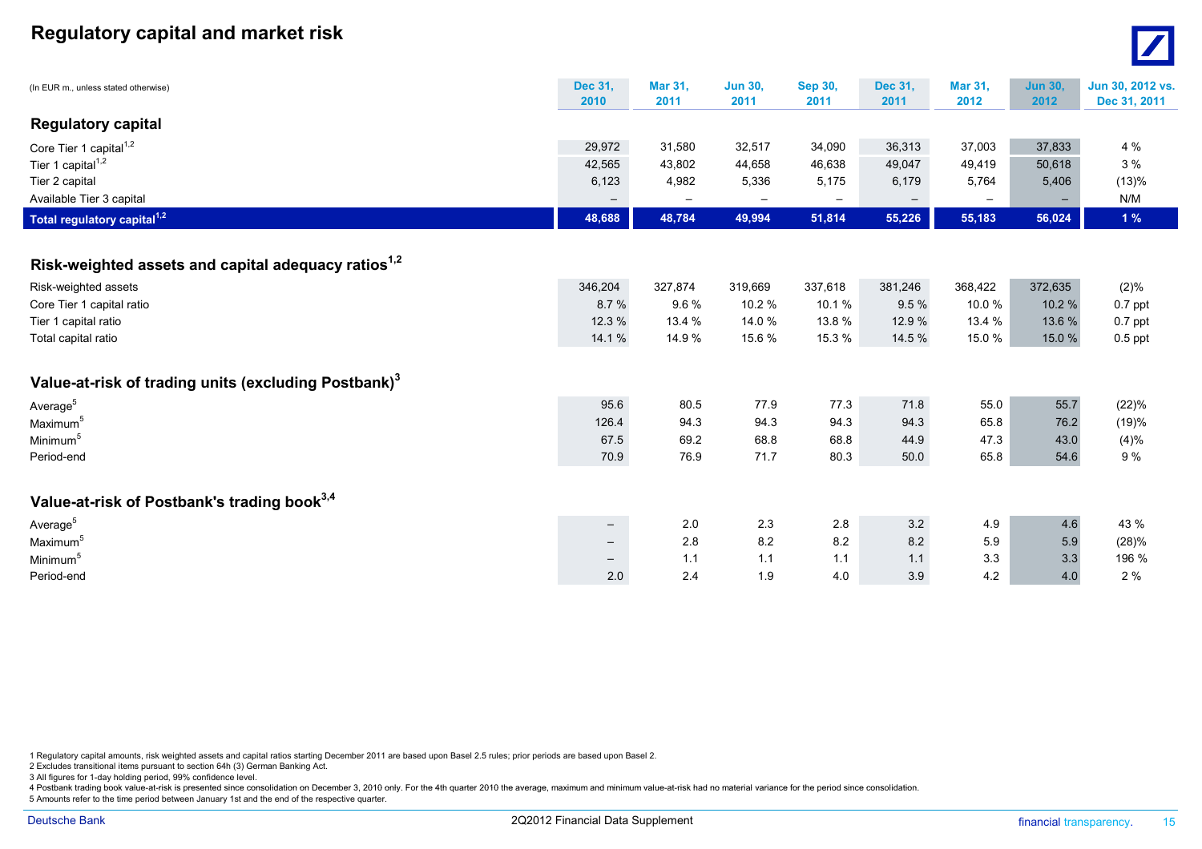# Regulatory capital and market risk

| (In EUR m., unless stated otherwise) | Dec 31, 2010 | Mar 31, 2011 | Jun 30, 2011 | Sep 30, 2011 | Dec 31, 2011 | Mar 31, 2012 | Jun 30, 2012 | Jun 30, 2012 vs. Dec 31, 2011 |
|---|---|---|---|---|---|---|---|---|
| **Regulatory capital** | | | | | | | | |
| Core Tier 1 capital[1,2] | 29,972 | 31,580 | 32,517 | 34,090 | 36,313 | 37,003 | 37,833 | 4 % |
| Tier 1 capital[1,2] | 42,565 | 43,802 | 44,658 | 46,638 | 49,047 | 49,419 | 50,618 | 3 % |
| Tier 2 capital | 6,123 | 4,982 | 5,336 | 5,175 | 6,179 | 5,764 | 5,406 | (13)% |
| Available Tier 3 capital | – | – | – | – | – | – | – | N/M |
| **Total regulatory capital[1,2]** | **48,688** | **48,784** | **49,994** | **51,814** | **55,226** | **55,183** | **56,024** | **1 %** |
| **Risk-weighted assets and capital adequacy ratios[1,2]** | | | | | | | | |
| Risk-weighted assets | 346,204 | 327,874 | 319,669 | 337,618 | 381,246 | 368,422 | 372,635 | (2)% |
| Core Tier 1 capital ratio | 8.7 % | 9.6 % | 10.2 % | 10.1 % | 9.5 % | 10.0 % | 10.2 % | 0.7 ppt |
| Tier 1 capital ratio | 12.3 % | 13.4 % | 14.0 % | 13.8 % | 12.9 % | 13.4 % | 13.6 % | 0.7 ppt |
| Total capital ratio | 14.1 % | 14.9 % | 15.6 % | 15.3 % | 14.5 % | 15.0 % | 15.0 % | 0.5 ppt |
| **Value-at-risk of trading units (excluding Postbank)[3]** | | | | | | | | |
| Average[5] | 95.6 | 80.5 | 77.9 | 77.3 | 71.8 | 55.0 | 55.7 | (22)% |
| Maximum[5] | 126.4 | 94.3 | 94.3 | 94.3 | 94.3 | 65.8 | 76.2 | (19)% |
| Minimum[5] | 67.5 | 69.2 | 68.8 | 68.8 | 44.9 | 47.3 | 43.0 | (4)% |
| Period-end | 70.9 | 76.9 | 71.7 | 80.3 | 50.0 | 65.8 | 54.6 | 9 % |
| **Value-at-risk of Postbank's trading book[3,4]** | | | | | | | | |
| Average[5] | – | 2.0 | 2.3 | 2.8 | 3.2 | 4.9 | 4.6 | 43 % |
| Maximum[5] | – | 2.8 | 8.2 | 8.2 | 8.2 | 5.9 | 5.9 | (28)% |
| Minimum[5] | – | 1.1 | 1.1 | 1.1 | 1.1 | 3.3 | 3.3 | 196 % |
| Period-end | 2.0 | 2.4 | 1.9 | 4.0 | 3.9 | 4.2 | 4.0 | 2 % |

1 Regulatory capital amounts, risk weighted assets and capital ratios starting December 2011 are based upon Basel 2.5 rules; prior periods are based upon Basel 2.
2 Excludes transitional items pursuant to section 64h (3) German Banking Act.
3 All figures for 1-day holding period, 99% confidence level.
4 Postbank trading book value-at-risk is presented since consolidation on December 3, 2010 only. For the 4th quarter 2010 the average, maximum and minimum value-at-risk had no material variance for the period since consolidation.
5 Amounts refer to the time period between January 1st and the end of the respective quarter.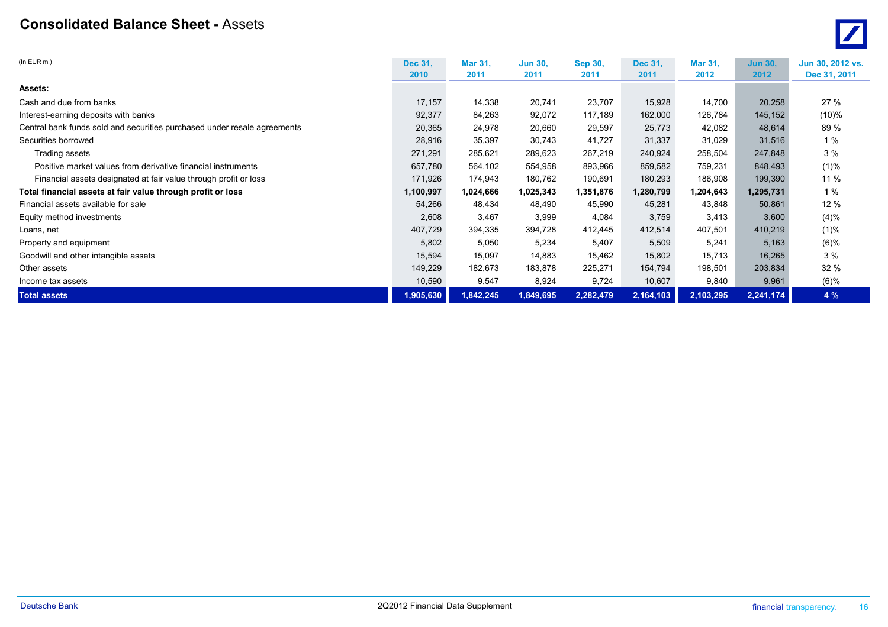# **Consolidated Balance Sheet -** Assets

| (In EUR m.) | Dec 31, 2010 | Mar 31, 2011 | Jun 30, 2011 | Sep 30, 2011 | Dec 31, 2011 | Mar 31, 2012 | Jun 30, 2012 | Jun 30, 2012 vs. Dec 31, 2011 |
|---|---|---|---|---|---|---|---|---|
| **Assets:** | | | | | | | | |
| Cash and due from banks | 17,157 | 14,338 | 20,741 | 23,707 | 15,928 | 14,700 | 20,258 | 27 % |
| Interest-earning deposits with banks | 92,377 | 84,263 | 92,072 | 117,189 | 162,000 | 126,784 | 145,152 | (10)% |
| Central bank funds sold and securities purchased under resale agreements | 20,365 | 24,978 | 20,660 | 29,597 | 25,773 | 42,082 | 48,614 | 89 % |
| Securities borrowed | 28,916 | 35,397 | 30,743 | 41,727 | 31,337 | 31,029 | 31,516 | 1 % |
| Trading assets | 271,291 | 285,621 | 289,623 | 267,219 | 240,924 | 258,504 | 247,848 | 3 % |
| Positive market values from derivative financial instruments | 657,780 | 564,102 | 554,958 | 893,966 | 859,582 | 759,231 | 848,493 | (1)% |
| Financial assets designated at fair value through profit or loss | 171,926 | 174,943 | 180,762 | 190,691 | 180,293 | 186,908 | 199,390 | 11 % |
| **Total financial assets at fair value through profit or loss** | **1,100,997** | **1,024,666** | **1,025,343** | **1,351,876** | **1,280,799** | **1,204,643** | **1,295,731** | **1 %** |
| Financial assets available for sale | 54,266 | 48,434 | 48,490 | 45,990 | 45,281 | 43,848 | 50,861 | 12 % |
| Equity method investments | 2,608 | 3,467 | 3,999 | 4,084 | 3,759 | 3,413 | 3,600 | (4)% |
| Loans, net | 407,729 | 394,335 | 394,728 | 412,445 | 412,514 | 407,501 | 410,219 | (1)% |
| Property and equipment | 5,802 | 5,050 | 5,234 | 5,407 | 5,509 | 5,241 | 5,163 | (6)% |
| Goodwill and other intangible assets | 15,594 | 15,097 | 14,883 | 15,462 | 15,802 | 15,713 | 16,265 | 3 % |
| Other assets | 149,229 | 182,673 | 183,878 | 225,271 | 154,794 | 198,501 | 203,834 | 32 % |
| Income tax assets | 10,590 | 9,547 | 8,924 | 9,724 | 10,607 | 9,840 | 9,961 | (6)% |
| **Total assets** | **1,905,630** | **1,842,245** | **1,849,695** | **2,282,479** | **2,164,103** | **2,103,295** | **2,241,174** | **4 %** |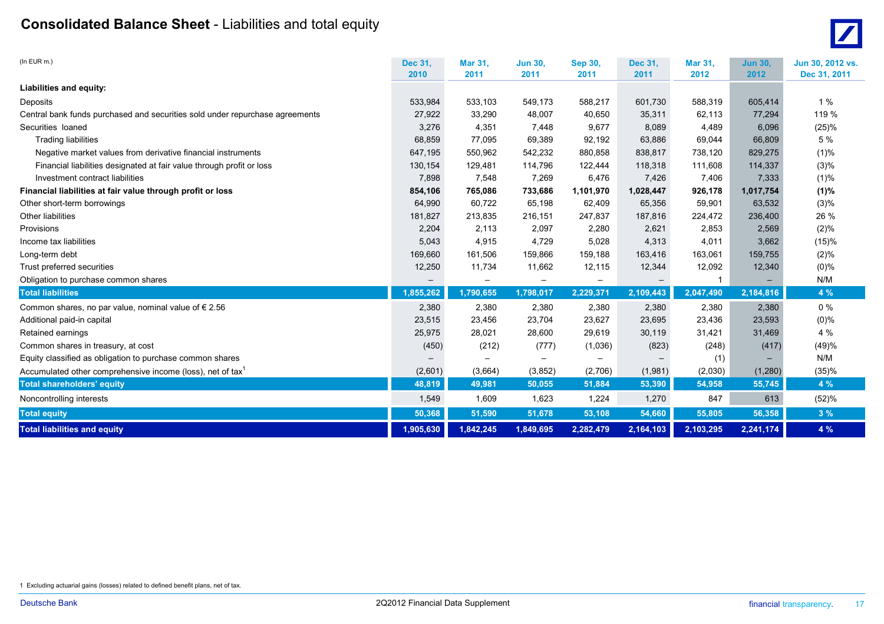# **Consolidated Balance Sheet** - Liabilities and total equity

(In EUR m.)

| | Dec 31, 2010 | Mar 31, 2011 | Jun 30, 2011 | Sep 30, 2011 | Dec 31, 2011 | Mar 31, 2012 | Jun 30, 2012 | Jun 30, 2012 vs. Dec 31, 2011 |
|---|---|---|---|---|---|---|---|---|
| **Liabilities and equity:** | | | | | | | | |
| Deposits | 533,984 | 533,103 | 549,173 | 588,217 | 601,730 | 588,319 | 605,414 | 1 % |
| Central bank funds purchased and securities sold under repurchase agreements | 27,922 | 33,290 | 48,007 | 40,650 | 35,311 | 62,113 | 77,294 | 119 % |
| Securities loaned | 3,276 | 4,351 | 7,448 | 9,677 | 8,089 | 4,489 | 6,096 | (25)% |
| Trading liabilities | 68,859 | 77,095 | 69,389 | 92,192 | 63,886 | 69,044 | 66,809 | 5 % |
| Negative market values from derivative financial instruments | 647,195 | 550,962 | 542,232 | 880,858 | 838,817 | 738,120 | 829,275 | (1)% |
| Financial liabilities designated at fair value through profit or loss | 130,154 | 129,481 | 114,796 | 122,444 | 118,318 | 111,608 | 114,337 | (3)% |
| Investment contract liabilities | 7,898 | 7,548 | 7,269 | 6,476 | 7,426 | 7,406 | 7,333 | (1)% |
| **Financial liabilities at fair value through profit or loss** | **854,106** | **765,086** | **733,686** | **1,101,970** | **1,028,447** | **926,178** | **1,017,754** | **(1)%** |
| Other short-term borrowings | 64,990 | 60,722 | 65,198 | 62,409 | 65,356 | 59,901 | 63,532 | (3)% |
| Other liabilities | 181,827 | 213,835 | 216,151 | 247,837 | 187,816 | 224,472 | 236,400 | 26 % |
| Provisions | 2,204 | 2,113 | 2,097 | 2,280 | 2,621 | 2,853 | 2,569 | (2)% |
| Income tax liabilities | 5,043 | 4,915 | 4,729 | 5,028 | 4,313 | 4,011 | 3,662 | (15)% |
| Long-term debt | 169,660 | 161,506 | 159,866 | 159,188 | 163,416 | 163,061 | 159,755 | (2)% |
| Trust preferred securities | 12,250 | 11,734 | 11,662 | 12,115 | 12,344 | 12,092 | 12,340 | (0)% |
| Obligation to purchase common shares | – | – | – | – | – | 1 | – | N/M |
| **Total liabilities** | **1,855,262** | **1,790,655** | **1,798,017** | **2,229,371** | **2,109,443** | **2,047,490** | **2,184,816** | **4 %** |
| Common shares, no par value, nominal value of € 2.56 | 2,380 | 2,380 | 2,380 | 2,380 | 2,380 | 2,380 | 2,380 | 0 % |
| Additional paid-in capital | 23,515 | 23,456 | 23,704 | 23,627 | 23,695 | 23,436 | 23,593 | (0)% |
| Retained earnings | 25,975 | 28,021 | 28,600 | 29,619 | 30,119 | 31,421 | 31,469 | 4 % |
| Common shares in treasury, at cost | (450) | (212) | (777) | (1,036) | (823) | (248) | (417) | (49)% |
| Equity classified as obligation to purchase common shares | – | – | – | – | – | (1) | – | N/M |
| Accumulated other comprehensive income (loss), net of tax[1] | (2,601) | (3,664) | (3,852) | (2,706) | (1,981) | (2,030) | (1,280) | (35)% |
| **Total shareholders' equity** | **48,819** | **49,981** | **50,055** | **51,884** | **53,390** | **54,958** | **55,745** | **4 %** |
| Noncontrolling interests | 1,549 | 1,609 | 1,623 | 1,224 | 1,270 | 847 | 613 | (52)% |
| **Total equity** | **50,368** | **51,590** | **51,678** | **53,108** | **54,660** | **55,805** | **56,358** | **3 %** |
| **Total liabilities and equity** | **1,905,630** | **1,842,245** | **1,849,695** | **2,282,479** | **2,164,103** | **2,103,295** | **2,241,174** | **4 %** |

1 Excluding actuarial gains (losses) related to defined benefit plans, net of tax.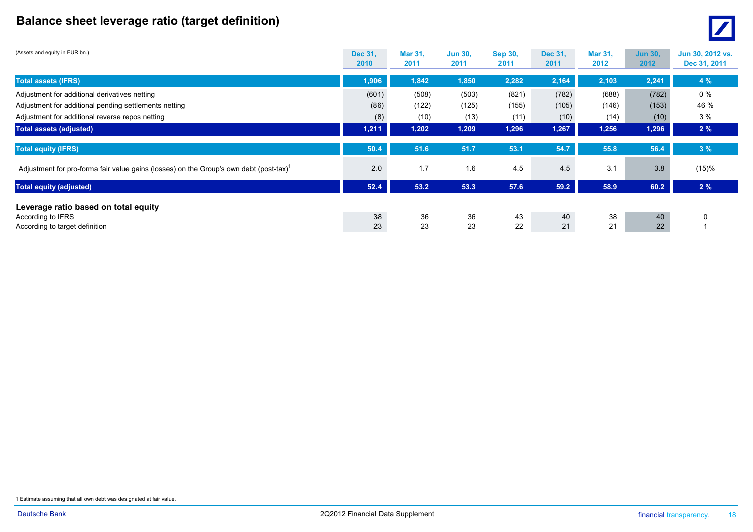# Balance sheet leverage ratio (target definition)

| (Assets and equity in EUR bn.) | Dec 31, 2010 | Mar 31, 2011 | Jun 30, 2011 | Sep 30, 2011 | Dec 31, 2011 | Mar 31, 2012 | Jun 30, 2012 | Jun 30, 2012 vs. Dec 31, 2011 |
|---|---|---|---|---|---|---|---|---|
| **Total assets (IFRS)** | **1,906** | **1,842** | **1,850** | **2,282** | **2,164** | **2,103** | **2,241** | **4 %** |
| Adjustment for additional derivatives netting | (601) | (508) | (503) | (821) | (782) | (688) | (782) | 0 % |
| Adjustment for additional pending settlements netting | (86) | (122) | (125) | (155) | (105) | (146) | (153) | 46 % |
| Adjustment for additional reverse repos netting | (8) | (10) | (13) | (11) | (10) | (14) | (10) | 3 % |
| **Total assets (adjusted)** | **1,211** | **1,202** | **1,209** | **1,296** | **1,267** | **1,256** | **1,296** | **2 %** |
| **Total equity (IFRS)** | **50.4** | **51.6** | **51.7** | **53.1** | **54.7** | **55.8** | **56.4** | **3 %** |
| Adjustment for pro-forma fair value gains (losses) on the Group's own debt (post-tax)[1] | 2.0 | 1.7 | 1.6 | 4.5 | 4.5 | 3.1 | 3.8 | (15)% |
| **Total equity (adjusted)** | **52.4** | **53.2** | **53.3** | **57.6** | **59.2** | **58.9** | **60.2** | **2 %** |
| **Leverage ratio based on total equity** | | | | | | | | |
| According to IFRS | 38 | 36 | 36 | 43 | 40 | 38 | 40 | 0 |
| According to target definition | 23 | 23 | 23 | 22 | 21 | 21 | 22 | 1 |

1 Estimate assuming that all own debt was designated at fair value.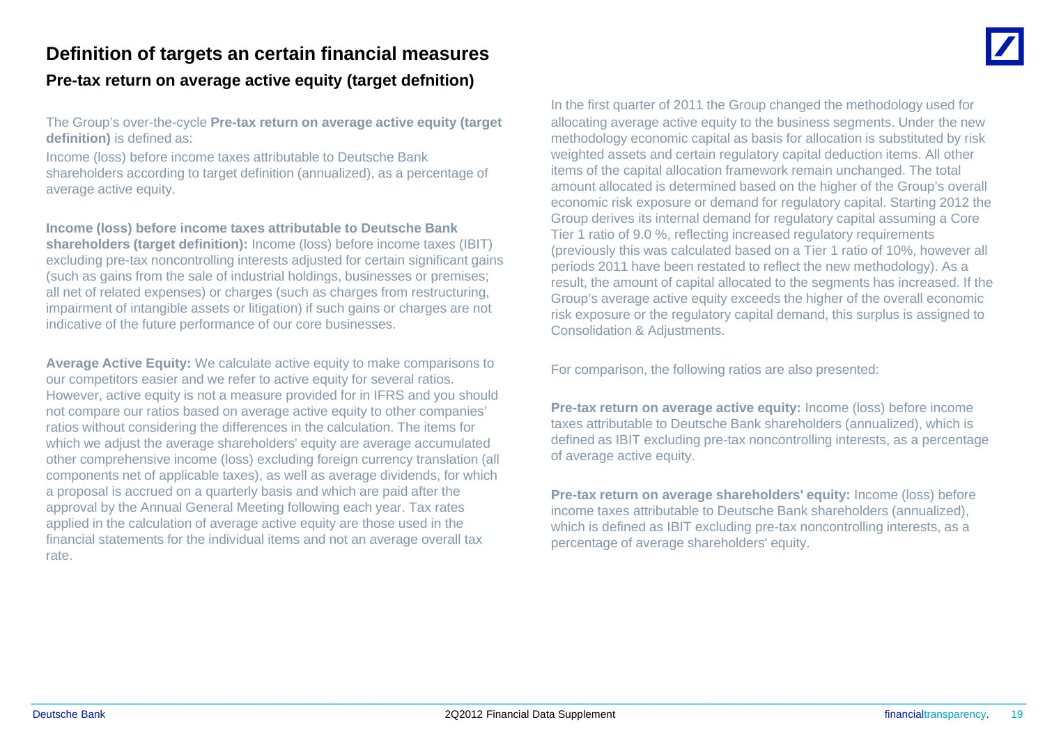# Definition of targets an certain financial measures

## Pre-tax return on average active equity (target defnition)

The Group's over-the-cycle **Pre-tax return on average active equity (target definition)** is defined as:

Income (loss) before income taxes attributable to Deutsche Bank shareholders according to target definition (annualized), as a percentage of average active equity.

**Income (loss) before income taxes attributable to Deutsche Bank shareholders (target definition):** Income (loss) before income taxes (IBIT) excluding pre-tax noncontrolling interests adjusted for certain significant gains (such as gains from the sale of industrial holdings, businesses or premises; all net of related expenses) or charges (such as charges from restructuring, impairment of intangible assets or litigation) if such gains or charges are not indicative of the future performance of our core businesses.

**Average Active Equity:** We calculate active equity to make comparisons to our competitors easier and we refer to active equity for several ratios. However, active equity is not a measure provided for in IFRS and you should not compare our ratios based on average active equity to other companies' ratios without considering the differences in the calculation. The items for which we adjust the average shareholders' equity are average accumulated other comprehensive income (loss) excluding foreign currency translation (all components net of applicable taxes), as well as average dividends, for which a proposal is accrued on a quarterly basis and which are paid after the approval by the Annual General Meeting following each year. Tax rates applied in the calculation of average active equity are those used in the financial statements for the individual items and not an average overall tax rate.

In the first quarter of 2011 the Group changed the methodology used for allocating average active equity to the business segments. Under the new methodology economic capital as basis for allocation is substituted by risk weighted assets and certain regulatory capital deduction items. All other items of the capital allocation framework remain unchanged. The total amount allocated is determined based on the higher of the Group's overall economic risk exposure or demand for regulatory capital. Starting 2012 the Group derives its internal demand for regulatory capital assuming a Core Tier 1 ratio of 9.0 %, reflecting increased regulatory requirements (previously this was calculated based on a Tier 1 ratio of 10%, however all periods 2011 have been restated to reflect the new methodology). As a result, the amount of capital allocated to the segments has increased. If the Group's average active equity exceeds the higher of the overall economic risk exposure or the regulatory capital demand, this surplus is assigned to Consolidation & Adjustments.

For comparison, the following ratios are also presented:

**Pre-tax return on average active equity:** Income (loss) before income taxes attributable to Deutsche Bank shareholders (annualized), which is defined as IBIT excluding pre-tax noncontrolling interests, as a percentage of average active equity.

**Pre-tax return on average shareholders' equity:** Income (loss) before income taxes attributable to Deutsche Bank shareholders (annualized), which is defined as IBIT excluding pre-tax noncontrolling interests, as a percentage of average shareholders' equity.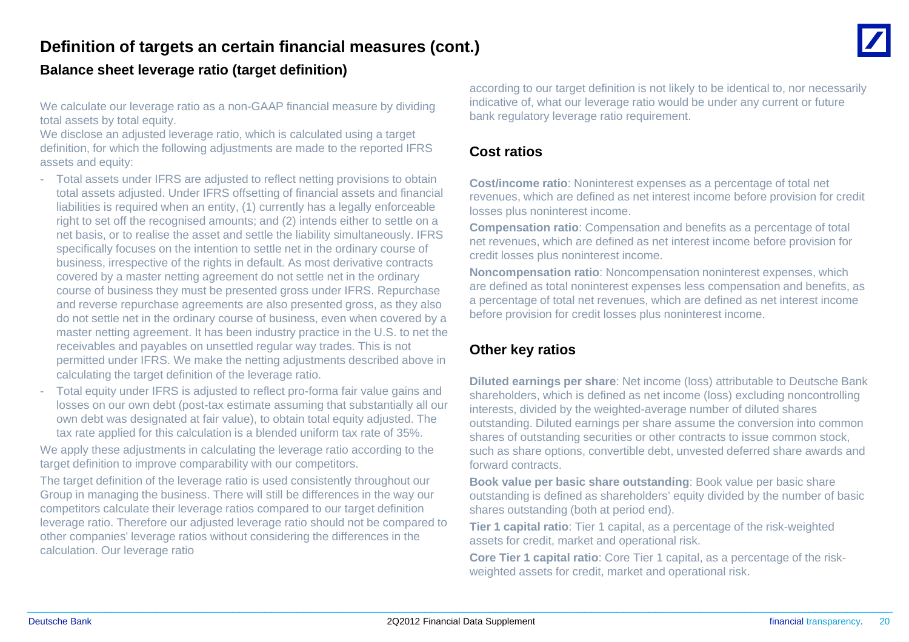# Definition of targets an certain financial measures (cont.)

## Balance sheet leverage ratio (target definition)

We calculate our leverage ratio as a non-GAAP financial measure by dividing total assets by total equity.

We disclose an adjusted leverage ratio, which is calculated using a target definition, for which the following adjustments are made to the reported IFRS assets and equity:

- Total assets under IFRS are adjusted to reflect netting provisions to obtain total assets adjusted. Under IFRS offsetting of financial assets and financial liabilities is required when an entity, (1) currently has a legally enforceable right to set off the recognised amounts; and (2) intends either to settle on a net basis, or to realise the asset and settle the liability simultaneously. IFRS specifically focuses on the intention to settle net in the ordinary course of business, irrespective of the rights in default. As most derivative contracts covered by a master netting agreement do not settle net in the ordinary course of business they must be presented gross under IFRS. Repurchase and reverse repurchase agreements are also presented gross, as they also do not settle net in the ordinary course of business, even when covered by a master netting agreement. It has been industry practice in the U.S. to net the receivables and payables on unsettled regular way trades. This is not permitted under IFRS. We make the netting adjustments described above in calculating the target definition of the leverage ratio.
- Total equity under IFRS is adjusted to reflect pro-forma fair value gains and losses on our own debt (post-tax estimate assuming that substantially all our own debt was designated at fair value), to obtain total equity adjusted. The tax rate applied for this calculation is a blended uniform tax rate of 35%.

We apply these adjustments in calculating the leverage ratio according to the target definition to improve comparability with our competitors.

The target definition of the leverage ratio is used consistently throughout our Group in managing the business. There will still be differences in the way our competitors calculate their leverage ratios compared to our target definition leverage ratio. Therefore our adjusted leverage ratio should not be compared to other companies' leverage ratios without considering the differences in the calculation. Our leverage ratio according to our target definition is not likely to be identical to, nor necessarily indicative of, what our leverage ratio would be under any current or future bank regulatory leverage ratio requirement.

## Cost ratios

**Cost/income ratio**: Noninterest expenses as a percentage of total net revenues, which are defined as net interest income before provision for credit losses plus noninterest income.

**Compensation ratio**: Compensation and benefits as a percentage of total net revenues, which are defined as net interest income before provision for credit losses plus noninterest income.

**Noncompensation ratio**: Noncompensation noninterest expenses, which are defined as total noninterest expenses less compensation and benefits, as a percentage of total net revenues, which are defined as net interest income before provision for credit losses plus noninterest income.

## Other key ratios

**Diluted earnings per share**: Net income (loss) attributable to Deutsche Bank shareholders, which is defined as net income (loss) excluding noncontrolling interests, divided by the weighted-average number of diluted shares outstanding. Diluted earnings per share assume the conversion into common shares of outstanding securities or other contracts to issue common stock, such as share options, convertible debt, unvested deferred share awards and forward contracts.

**Book value per basic share outstanding**: Book value per basic share outstanding is defined as shareholders' equity divided by the number of basic shares outstanding (both at period end).

**Tier 1 capital ratio**: Tier 1 capital, as a percentage of the risk-weighted assets for credit, market and operational risk.

**Core Tier 1 capital ratio**: Core Tier 1 capital, as a percentage of the risk-weighted assets for credit, market and operational risk.